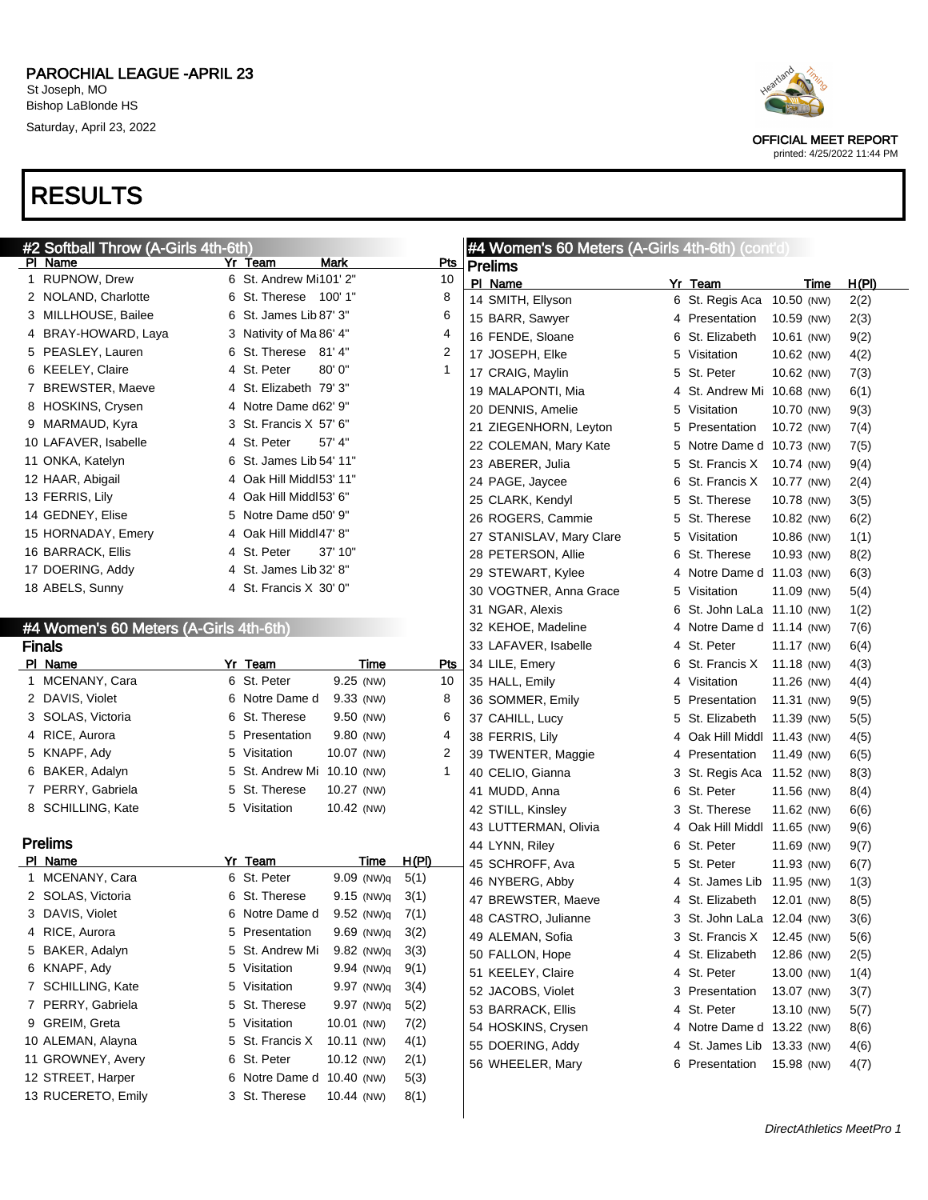PAROCHIAL LEAGUE -APRIL 23
St Joseph, MO
Bishop LaBlonde HS
Saturday, April 23, 2022

OFFICIAL MEET REPORT
printed: 4/25/2022 11:44 PM

# RESULTS

## #2 Softball Throw (A-Girls 4th-6th)

| Pl | Name | Yr | Team | Mark | Pts |
|---|---|---|---|---|---|
| 1 | RUPNOW, Drew | 6 | St. Andrew Mi | 101' 2" | 10 |
| 2 | NOLAND, Charlotte | 6 | St. Therese | 100' 1" | 8 |
| 3 | MILLHOUSE, Bailee | 6 | St. James Lib | 87' 3" | 6 |
| 4 | BRAY-HOWARD, Laya | 3 | Nativity of Ma | 86' 4" | 4 |
| 5 | PEASLEY, Lauren | 6 | St. Therese | 81' 4" | 2 |
| 6 | KEELEY, Claire | 4 | St. Peter | 80' 0" | 1 |
| 7 | BREWSTER, Maeve | 4 | St. Elizabeth | 79' 3" | |
| 8 | HOSKINS, Crysen | 4 | Notre Dame d | 62' 9" | |
| 9 | MARMAUD, Kyra | 3 | St. Francis X | 57' 6" | |
| 10 | LAFAVER, Isabelle | 4 | St. Peter | 57' 4" | |
| 11 | ONKA, Katelyn | 6 | St. James Lib | 54' 11" | |
| 12 | HAAR, Abigail | 4 | Oak Hill Middl | 53' 11" | |
| 13 | FERRIS, Lily | 4 | Oak Hill Middl | 53' 6" | |
| 14 | GEDNEY, Elise | 5 | Notre Dame d | 50' 9" | |
| 15 | HORNADAY, Emery | 4 | Oak Hill Middl | 47' 8" | |
| 16 | BARRACK, Ellis | 4 | St. Peter | 37' 10" | |
| 17 | DOERING, Addy | 4 | St. James Lib | 32' 8" | |
| 18 | ABELS, Sunny | 4 | St. Francis X | 30' 0" | |

## #4 Women's 60 Meters (A-Girls 4th-6th)

### Finals

| Pl | Name | Yr | Team | Time | Pts |
|---|---|---|---|---|---|
| 1 | MCENANY, Cara | 6 | St. Peter | 9.25 (NW) | 10 |
| 2 | DAVIS, Violet | 6 | Notre Dame d | 9.33 (NW) | 8 |
| 3 | SOLAS, Victoria | 6 | St. Therese | 9.50 (NW) | 6 |
| 4 | RICE, Aurora | 5 | Presentation | 9.80 (NW) | 4 |
| 5 | KNAPF, Ady | 5 | Visitation | 10.07 (NW) | 2 |
| 6 | BAKER, Adalyn | 5 | St. Andrew Mi | 10.10 (NW) | 1 |
| 7 | PERRY, Gabriela | 5 | St. Therese | 10.27 (NW) | |
| 8 | SCHILLING, Kate | 5 | Visitation | 10.42 (NW) | |

### Prelims

| Pl | Name | Yr | Team | Time | H(Pl) |
|---|---|---|---|---|---|
| 1 | MCENANY, Cara | 6 | St. Peter | 9.09 (NW)q | 5(1) |
| 2 | SOLAS, Victoria | 6 | St. Therese | 9.15 (NW)q | 3(1) |
| 3 | DAVIS, Violet | 6 | Notre Dame d | 9.52 (NW)q | 7(1) |
| 4 | RICE, Aurora | 5 | Presentation | 9.69 (NW)q | 3(2) |
| 5 | BAKER, Adalyn | 5 | St. Andrew Mi | 9.82 (NW)q | 3(3) |
| 6 | KNAPF, Ady | 5 | Visitation | 9.94 (NW)q | 9(1) |
| 7 | SCHILLING, Kate | 5 | Visitation | 9.97 (NW)q | 3(4) |
| 7 | PERRY, Gabriela | 5 | St. Therese | 9.97 (NW)q | 5(2) |
| 9 | GREIM, Greta | 5 | Visitation | 10.01 (NW) | 7(2) |
| 10 | ALEMAN, Alayna | 5 | St. Francis X | 10.11 (NW) | 4(1) |
| 11 | GROWNEY, Avery | 6 | St. Peter | 10.12 (NW) | 2(1) |
| 12 | STREET, Harper | 6 | Notre Dame d | 10.40 (NW) | 5(3) |
| 13 | RUCERETO, Emily | 3 | St. Therese | 10.44 (NW) | 8(1) |
| 14 | SMITH, Ellyson | 6 | St. Regis Aca | 10.50 (NW) | 2(2) |
| 15 | BARR, Sawyer | 4 | Presentation | 10.59 (NW) | 2(3) |
| 16 | FENDE, Sloane | 6 | St. Elizabeth | 10.61 (NW) | 9(2) |
| 17 | JOSEPH, Elke | 5 | Visitation | 10.62 (NW) | 4(2) |
| 17 | CRAIG, Maylin | 5 | St. Peter | 10.62 (NW) | 7(3) |
| 19 | MALAPONTI, Mia | 4 | St. Andrew Mi | 10.68 (NW) | 6(1) |
| 20 | DENNIS, Amelie | 5 | Visitation | 10.70 (NW) | 9(3) |
| 21 | ZIEGENHORN, Leyton | 5 | Presentation | 10.72 (NW) | 7(4) |
| 22 | COLEMAN, Mary Kate | 5 | Notre Dame d | 10.73 (NW) | 7(5) |
| 23 | ABERER, Julia | 5 | St. Francis X | 10.74 (NW) | 9(4) |
| 24 | PAGE, Jaycee | 6 | St. Francis X | 10.77 (NW) | 2(4) |
| 25 | CLARK, Kendyl | 5 | St. Therese | 10.78 (NW) | 3(5) |
| 26 | ROGERS, Cammie | 5 | St. Therese | 10.82 (NW) | 6(2) |
| 27 | STANISLAV, Mary Clare | 5 | Visitation | 10.86 (NW) | 1(1) |
| 28 | PETERSON, Allie | 6 | St. Therese | 10.93 (NW) | 8(2) |
| 29 | STEWART, Kylee | 4 | Notre Dame d | 11.03 (NW) | 6(3) |
| 30 | VOGTNER, Anna Grace | 5 | Visitation | 11.09 (NW) | 5(4) |
| 31 | NGAR, Alexis | 6 | St. John LaLa | 11.10 (NW) | 1(2) |
| 32 | KEHOE, Madeline | 4 | Notre Dame d | 11.14 (NW) | 7(6) |
| 33 | LAFAVER, Isabelle | 4 | St. Peter | 11.17 (NW) | 6(4) |
| 34 | LILE, Emery | 6 | St. Francis X | 11.18 (NW) | 4(3) |
| 35 | HALL, Emily | 4 | Visitation | 11.26 (NW) | 4(4) |
| 36 | SOMMER, Emily | 5 | Presentation | 11.31 (NW) | 9(5) |
| 37 | CAHILL, Lucy | 5 | St. Elizabeth | 11.39 (NW) | 5(5) |
| 38 | FERRIS, Lily | 4 | Oak Hill Middl | 11.43 (NW) | 4(5) |
| 39 | TWENTER, Maggie | 4 | Presentation | 11.49 (NW) | 6(5) |
| 40 | CELIO, Gianna | 3 | St. Regis Aca | 11.52 (NW) | 8(3) |
| 41 | MUDD, Anna | 6 | St. Peter | 11.56 (NW) | 8(4) |
| 42 | STILL, Kinsley | 3 | St. Therese | 11.62 (NW) | 6(6) |
| 43 | LUTTERMAN, Olivia | 4 | Oak Hill Middl | 11.65 (NW) | 9(6) |
| 44 | LYNN, Riley | 6 | St. Peter | 11.69 (NW) | 9(7) |
| 45 | SCHROFF, Ava | 5 | St. Peter | 11.93 (NW) | 6(7) |
| 46 | NYBERG, Abby | 4 | St. James Lib | 11.95 (NW) | 1(3) |
| 47 | BREWSTER, Maeve | 4 | St. Elizabeth | 12.01 (NW) | 8(5) |
| 48 | CASTRO, Julianne | 3 | St. John LaLa | 12.04 (NW) | 3(6) |
| 49 | ALEMAN, Sofia | 3 | St. Francis X | 12.45 (NW) | 5(6) |
| 50 | FALLON, Hope | 4 | St. Elizabeth | 12.86 (NW) | 2(5) |
| 51 | KEELEY, Claire | 4 | St. Peter | 13.00 (NW) | 1(4) |
| 52 | JACOBS, Violet | 3 | Presentation | 13.07 (NW) | 3(7) |
| 53 | BARRACK, Ellis | 4 | St. Peter | 13.10 (NW) | 5(7) |
| 54 | HOSKINS, Crysen | 4 | Notre Dame d | 13.22 (NW) | 8(6) |
| 55 | DOERING, Addy | 4 | St. James Lib | 13.33 (NW) | 4(6) |
| 56 | WHEELER, Mary | 6 | Presentation | 15.98 (NW) | 4(7) |

DirectAthletics MeetPro 1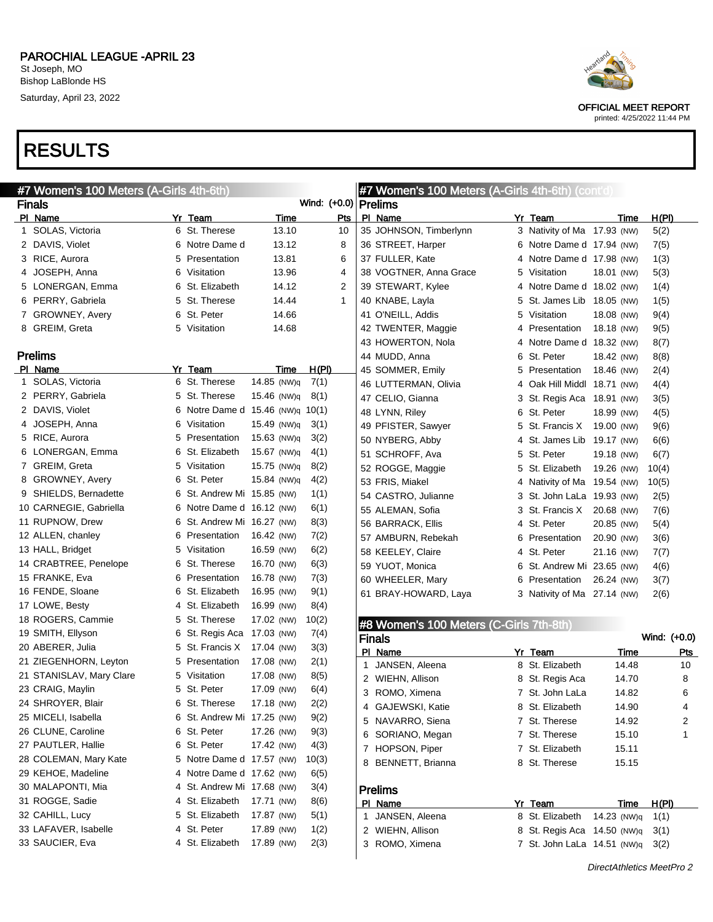# PAROCHIAL LEAGUE -APRIL 23

St Joseph, MO
Bishop LaBlonde HS
Saturday, April 23, 2022

OFFICIAL MEET REPORT
printed: 4/25/2022 11:44 PM

# RESULTS

## #7 Women's 100 Meters (A-Girls 4th-6th)

### Finals

Wind: (+0.0)

| Pl | Name | Yr | Team | Time | Pts |
|---|---|---|---|---|---|
| 1 | SOLAS, Victoria | 6 | St. Therese | 13.10 | 10 |
| 2 | DAVIS, Violet | 6 | Notre Dame d | 13.12 | 8 |
| 3 | RICE, Aurora | 5 | Presentation | 13.81 | 6 |
| 4 | JOSEPH, Anna | 6 | Visitation | 13.96 | 4 |
| 5 | LONERGAN, Emma | 6 | St. Elizabeth | 14.12 | 2 |
| 6 | PERRY, Gabriela | 5 | St. Therese | 14.44 | 1 |
| 7 | GROWNEY, Avery | 6 | St. Peter | 14.66 | |
| 8 | GREIM, Greta | 5 | Visitation | 14.68 | |

### Prelims

| Pl | Name | Yr | Team | Time | H(Pl) |
|---|---|---|---|---|---|
| 1 | SOLAS, Victoria | 6 | St. Therese | 14.85 (NW)q | 7(1) |
| 2 | PERRY, Gabriela | 5 | St. Therese | 15.46 (NW)q | 8(1) |
| 2 | DAVIS, Violet | 6 | Notre Dame d | 15.46 (NW)q | 10(1) |
| 4 | JOSEPH, Anna | 6 | Visitation | 15.49 (NW)q | 3(1) |
| 5 | RICE, Aurora | 5 | Presentation | 15.63 (NW)q | 3(2) |
| 6 | LONERGAN, Emma | 6 | St. Elizabeth | 15.67 (NW)q | 4(1) |
| 7 | GREIM, Greta | 5 | Visitation | 15.75 (NW)q | 8(2) |
| 8 | GROWNEY, Avery | 6 | St. Peter | 15.84 (NW)q | 4(2) |
| 9 | SHIELDS, Bernadette | 6 | St. Andrew Mi | 15.85 (NW) | 1(1) |
| 10 | CARNEGIE, Gabriella | 6 | Notre Dame d | 16.12 (NW) | 6(1) |
| 11 | RUPNOW, Drew | 6 | St. Andrew Mi | 16.27 (NW) | 8(3) |
| 12 | ALLEN, chanley | 6 | Presentation | 16.42 (NW) | 7(2) |
| 13 | HALL, Bridget | 5 | Visitation | 16.59 (NW) | 6(2) |
| 14 | CRABTREE, Penelope | 6 | St. Therese | 16.70 (NW) | 6(3) |
| 15 | FRANKE, Eva | 6 | Presentation | 16.78 (NW) | 7(3) |
| 16 | FENDE, Sloane | 6 | St. Elizabeth | 16.95 (NW) | 9(1) |
| 17 | LOWE, Besty | 4 | St. Elizabeth | 16.99 (NW) | 8(4) |
| 18 | ROGERS, Cammie | 5 | St. Therese | 17.02 (NW) | 10(2) |
| 19 | SMITH, Ellyson | 6 | St. Regis Aca | 17.03 (NW) | 7(4) |
| 20 | ABERER, Julia | 5 | St. Francis X | 17.04 (NW) | 3(3) |
| 21 | ZIEGENHORN, Leyton | 5 | Presentation | 17.08 (NW) | 2(1) |
| 21 | STANISLAV, Mary Clare | 5 | Visitation | 17.08 (NW) | 8(5) |
| 23 | CRAIG, Maylin | 5 | St. Peter | 17.09 (NW) | 6(4) |
| 24 | SHROYER, Blair | 6 | St. Therese | 17.18 (NW) | 2(2) |
| 25 | MICELI, Isabella | 6 | St. Andrew Mi | 17.25 (NW) | 9(2) |
| 26 | CLUNE, Caroline | 6 | St. Peter | 17.26 (NW) | 9(3) |
| 27 | PAUTLER, Hallie | 6 | St. Peter | 17.42 (NW) | 4(3) |
| 28 | COLEMAN, Mary Kate | 5 | Notre Dame d | 17.57 (NW) | 10(3) |
| 29 | KEHOE, Madeline | 4 | Notre Dame d | 17.62 (NW) | 6(5) |
| 30 | MALAPONTI, Mia | 4 | St. Andrew Mi | 17.68 (NW) | 3(4) |
| 31 | ROGGE, Sadie | 4 | St. Elizabeth | 17.71 (NW) | 8(6) |
| 32 | CAHILL, Lucy | 5 | St. Elizabeth | 17.87 (NW) | 5(1) |
| 33 | LAFAVER, Isabelle | 4 | St. Peter | 17.89 (NW) | 1(2) |
| 33 | SAUCIER, Eva | 4 | St. Elizabeth | 17.89 (NW) | 2(3) |
| 35 | JOHNSON, Timberlynn | 3 | Nativity of Ma | 17.93 (NW) | 5(2) |
| 36 | STREET, Harper | 6 | Notre Dame d | 17.94 (NW) | 7(5) |
| 37 | FULLER, Kate | 4 | Notre Dame d | 17.98 (NW) | 1(3) |
| 38 | VOGTNER, Anna Grace | 5 | Visitation | 18.01 (NW) | 5(3) |
| 39 | STEWART, Kylee | 4 | Notre Dame d | 18.02 (NW) | 1(4) |
| 40 | KNABE, Layla | 5 | St. James Lib | 18.05 (NW) | 1(5) |
| 41 | O'NEILL, Addis | 5 | Visitation | 18.08 (NW) | 9(4) |
| 42 | TWENTER, Maggie | 4 | Presentation | 18.18 (NW) | 9(5) |
| 43 | HOWERTON, Nola | 4 | Notre Dame d | 18.32 (NW) | 8(7) |
| 44 | MUDD, Anna | 6 | St. Peter | 18.42 (NW) | 8(8) |
| 45 | SOMMER, Emily | 5 | Presentation | 18.46 (NW) | 2(4) |
| 46 | LUTTERMAN, Olivia | 4 | Oak Hill Middl | 18.71 (NW) | 4(4) |
| 47 | CELIO, Gianna | 3 | St. Regis Aca | 18.91 (NW) | 3(5) |
| 48 | LYNN, Riley | 6 | St. Peter | 18.99 (NW) | 4(5) |
| 49 | PFISTER, Sawyer | 5 | St. Francis X | 19.00 (NW) | 9(6) |
| 50 | NYBERG, Abby | 4 | St. James Lib | 19.17 (NW) | 6(6) |
| 51 | SCHROFF, Ava | 5 | St. Peter | 19.18 (NW) | 6(7) |
| 52 | ROGGE, Maggie | 5 | St. Elizabeth | 19.26 (NW) | 10(4) |
| 53 | FRIS, Miakel | 4 | Nativity of Ma | 19.54 (NW) | 10(5) |
| 54 | CASTRO, Julianne | 3 | St. John LaLa | 19.93 (NW) | 2(5) |
| 55 | ALEMAN, Sofia | 3 | St. Francis X | 20.68 (NW) | 7(6) |
| 56 | BARRACK, Ellis | 4 | St. Peter | 20.85 (NW) | 5(4) |
| 57 | AMBURN, Rebekah | 6 | Presentation | 20.90 (NW) | 3(6) |
| 58 | KEELEY, Claire | 4 | St. Peter | 21.16 (NW) | 7(7) |
| 59 | YUOT, Monica | 6 | St. Andrew Mi | 23.65 (NW) | 4(6) |
| 60 | WHEELER, Mary | 6 | Presentation | 26.24 (NW) | 3(7) |
| 61 | BRAY-HOWARD, Laya | 3 | Nativity of Ma | 27.14 (NW) | 2(6) |

## #8 Women's 100 Meters (C-Girls 7th-8th)

### Finals

Wind: (+0.0)

| Pl | Name | Yr | Team | Time | Pts |
|---|---|---|---|---|---|
| 1 | JANSEN, Aleena | 8 | St. Elizabeth | 14.48 | 10 |
| 2 | WIEHN, Allison | 8 | St. Regis Aca | 14.70 | 8 |
| 3 | ROMO, Ximena | 7 | St. John LaLa | 14.82 | 6 |
| 4 | GAJEWSKI, Katie | 8 | St. Elizabeth | 14.90 | 4 |
| 5 | NAVARRO, Siena | 7 | St. Therese | 14.92 | 2 |
| 6 | SORIANO, Megan | 7 | St. Therese | 15.10 | 1 |
| 7 | HOPSON, Piper | 7 | St. Elizabeth | 15.11 | |
| 8 | BENNETT, Brianna | 8 | St. Therese | 15.15 | |

### Prelims

| Pl | Name | Yr | Team | Time | H(Pl) |
|---|---|---|---|---|---|
| 1 | JANSEN, Aleena | 8 | St. Elizabeth | 14.23 (NW)q | 1(1) |
| 2 | WIEHN, Allison | 8 | St. Regis Aca | 14.50 (NW)q | 3(1) |
| 3 | ROMO, Ximena | 7 | St. John LaLa | 14.51 (NW)q | 3(2) |

DirectAthletics MeetPro 2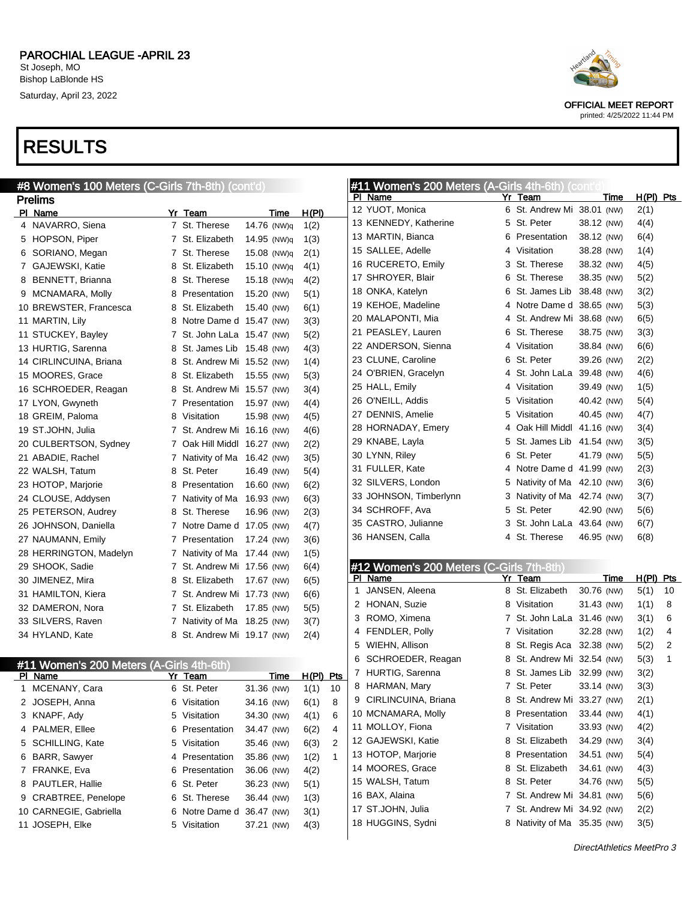# RESULTS

## #8 Women's 100 Meters (C-Girls 7th-8th) (cont'd)

### Prelims

| Pl | Name | Yr | Team | Time | H(Pl) |
|---|---|---|---|---|---|
| 4 | NAVARRO, Siena | 7 | St. Therese | 14.76 (NW)q | 1(2) |
| 5 | HOPSON, Piper | 7 | St. Elizabeth | 14.95 (NW)q | 1(3) |
| 6 | SORIANO, Megan | 7 | St. Therese | 15.08 (NW)q | 2(1) |
| 7 | GAJEWSKI, Katie | 8 | St. Elizabeth | 15.10 (NW)q | 4(1) |
| 8 | BENNETT, Brianna | 8 | St. Therese | 15.18 (NW)q | 4(2) |
| 9 | MCNAMARA, Molly | 8 | Presentation | 15.20 (NW) | 5(1) |
| 10 | BREWSTER, Francesca | 8 | St. Elizabeth | 15.40 (NW) | 6(1) |
| 11 | MARTIN, Lily | 8 | Notre Dame d | 15.47 (NW) | 3(3) |
| 11 | STUCKEY, Bayley | 7 | St. John LaLa | 15.47 (NW) | 5(2) |
| 13 | HURTIG, Sarenna | 8 | St. James Lib | 15.48 (NW) | 4(3) |
| 14 | CIRLINCUINA, Briana | 8 | St. Andrew Mi | 15.52 (NW) | 1(4) |
| 15 | MOORES, Grace | 8 | St. Elizabeth | 15.55 (NW) | 5(3) |
| 16 | SCHROEDER, Reagan | 8 | St. Andrew Mi | 15.57 (NW) | 3(4) |
| 17 | LYON, Gwyneth | 7 | Presentation | 15.97 (NW) | 4(4) |
| 18 | GREIM, Paloma | 8 | Visitation | 15.98 (NW) | 4(5) |
| 19 | ST.JOHN, Julia | 7 | St. Andrew Mi | 16.16 (NW) | 4(6) |
| 20 | CULBERTSON, Sydney | 7 | Oak Hill Middl | 16.27 (NW) | 2(2) |
| 21 | ABADIE, Rachel | 7 | Nativity of Ma | 16.42 (NW) | 3(5) |
| 22 | WALSH, Tatum | 8 | St. Peter | 16.49 (NW) | 5(4) |
| 23 | HOTOP, Marjorie | 8 | Presentation | 16.60 (NW) | 6(2) |
| 24 | CLOUSE, Addysen | 7 | Nativity of Ma | 16.93 (NW) | 6(3) |
| 25 | PETERSON, Audrey | 8 | St. Therese | 16.96 (NW) | 2(3) |
| 26 | JOHNSON, Daniella | 7 | Notre Dame d | 17.05 (NW) | 4(7) |
| 27 | NAUMANN, Emily | 7 | Presentation | 17.24 (NW) | 3(6) |
| 28 | HERRINGTON, Madelyn | 7 | Nativity of Ma | 17.44 (NW) | 1(5) |
| 29 | SHOOK, Sadie | 7 | St. Andrew Mi | 17.56 (NW) | 6(4) |
| 30 | JIMENEZ, Mira | 8 | St. Elizabeth | 17.67 (NW) | 6(5) |
| 31 | HAMILTON, Kiera | 7 | St. Andrew Mi | 17.73 (NW) | 6(6) |
| 32 | DAMERON, Nora | 7 | St. Elizabeth | 17.85 (NW) | 5(5) |
| 33 | SILVERS, Raven | 7 | Nativity of Ma | 18.25 (NW) | 3(7) |
| 34 | HYLAND, Kate | 8 | St. Andrew Mi | 19.17 (NW) | 2(4) |

## #11 Women's 200 Meters (A-Girls 4th-6th)

| Pl | Name | Yr | Team | Time | H(Pl) | Pts |
|---|---|---|---|---|---|---|
| 1 | MCENANY, Cara | 6 | St. Peter | 31.36 (NW) | 1(1) | 10 |
| 2 | JOSEPH, Anna | 6 | Visitation | 34.16 (NW) | 6(1) | 8 |
| 3 | KNAPF, Ady | 5 | Visitation | 34.30 (NW) | 4(1) | 6 |
| 4 | PALMER, Ellee | 6 | Presentation | 34.47 (NW) | 6(2) | 4 |
| 5 | SCHILLING, Kate | 5 | Visitation | 35.46 (NW) | 6(3) | 2 |
| 6 | BARR, Sawyer | 4 | Presentation | 35.86 (NW) | 1(2) | 1 |
| 7 | FRANKE, Eva | 6 | Presentation | 36.06 (NW) | 4(2) | |
| 8 | PAUTLER, Hallie | 6 | St. Peter | 36.23 (NW) | 5(1) | |
| 9 | CRABTREE, Penelope | 6 | St. Therese | 36.44 (NW) | 1(3) | |
| 10 | CARNEGIE, Gabriella | 6 | Notre Dame d | 36.47 (NW) | 3(1) | |
| 11 | JOSEPH, Elke | 5 | Visitation | 37.21 (NW) | 4(3) | |
| 12 | YUOT, Monica | 6 | St. Andrew Mi | 38.01 (NW) | 2(1) | |
| 13 | KENNEDY, Katherine | 5 | St. Peter | 38.12 (NW) | 4(4) | |
| 13 | MARTIN, Bianca | 6 | Presentation | 38.12 (NW) | 6(4) | |
| 15 | SALLEE, Adelle | 4 | Visitation | 38.28 (NW) | 1(4) | |
| 16 | RUCERETO, Emily | 3 | St. Therese | 38.32 (NW) | 4(5) | |
| 17 | SHROYER, Blair | 6 | St. Therese | 38.35 (NW) | 5(2) | |
| 18 | ONKA, Katelyn | 6 | St. James Lib | 38.48 (NW) | 3(2) | |
| 19 | KEHOE, Madeline | 4 | Notre Dame d | 38.65 (NW) | 5(3) | |
| 20 | MALAPONTI, Mia | 4 | St. Andrew Mi | 38.68 (NW) | 6(5) | |
| 21 | PEASLEY, Lauren | 6 | St. Therese | 38.75 (NW) | 3(3) | |
| 22 | ANDERSON, Sienna | 4 | Visitation | 38.84 (NW) | 6(6) | |
| 23 | CLUNE, Caroline | 6 | St. Peter | 39.26 (NW) | 2(2) | |
| 24 | O'BRIEN, Gracelyn | 4 | St. John LaLa | 39.48 (NW) | 4(6) | |
| 25 | HALL, Emily | 4 | Visitation | 39.49 (NW) | 1(5) | |
| 26 | O'NEILL, Addis | 5 | Visitation | 40.42 (NW) | 5(4) | |
| 27 | DENNIS, Amelie | 5 | Visitation | 40.45 (NW) | 4(7) | |
| 28 | HORNADAY, Emery | 4 | Oak Hill Middl | 41.16 (NW) | 3(4) | |
| 29 | KNABE, Layla | 5 | St. James Lib | 41.54 (NW) | 3(5) | |
| 30 | LYNN, Riley | 6 | St. Peter | 41.79 (NW) | 5(5) | |
| 31 | FULLER, Kate | 4 | Notre Dame d | 41.99 (NW) | 2(3) | |
| 32 | SILVERS, London | 5 | Nativity of Ma | 42.10 (NW) | 3(6) | |
| 33 | JOHNSON, Timberlynn | 3 | Nativity of Ma | 42.74 (NW) | 3(7) | |
| 34 | SCHROFF, Ava | 5 | St. Peter | 42.90 (NW) | 5(6) | |
| 35 | CASTRO, Julianne | 3 | St. John LaLa | 43.64 (NW) | 6(7) | |
| 36 | HANSEN, Calla | 4 | St. Therese | 46.95 (NW) | 6(8) | |

## #12 Women's 200 Meters (C-Girls 7th-8th)

| Pl | Name | Yr | Team | Time | H(Pl) | Pts |
|---|---|---|---|---|---|---|
| 1 | JANSEN, Aleena | 8 | St. Elizabeth | 30.76 (NW) | 5(1) | 10 |
| 2 | HONAN, Suzie | 8 | Visitation | 31.43 (NW) | 1(1) | 8 |
| 3 | ROMO, Ximena | 7 | St. John LaLa | 31.46 (NW) | 3(1) | 6 |
| 4 | FENDLER, Polly | 7 | Visitation | 32.28 (NW) | 1(2) | 4 |
| 5 | WIEHN, Allison | 8 | St. Regis Aca | 32.38 (NW) | 5(2) | 2 |
| 6 | SCHROEDER, Reagan | 8 | St. Andrew Mi | 32.54 (NW) | 5(3) | 1 |
| 7 | HURTIG, Sarenna | 8 | St. James Lib | 32.99 (NW) | 3(2) | |
| 8 | HARMAN, Mary | 7 | St. Peter | 33.14 (NW) | 3(3) | |
| 9 | CIRLINCUINA, Briana | 8 | St. Andrew Mi | 33.27 (NW) | 2(1) | |
| 10 | MCNAMARA, Molly | 8 | Presentation | 33.44 (NW) | 4(1) | |
| 11 | MOLLOY, Fiona | 7 | Visitation | 33.93 (NW) | 4(2) | |
| 12 | GAJEWSKI, Katie | 8 | St. Elizabeth | 34.29 (NW) | 3(4) | |
| 13 | HOTOP, Marjorie | 8 | Presentation | 34.51 (NW) | 5(4) | |
| 14 | MOORES, Grace | 8 | St. Elizabeth | 34.61 (NW) | 4(3) | |
| 15 | WALSH, Tatum | 8 | St. Peter | 34.76 (NW) | 5(5) | |
| 16 | BAX, Alaina | 7 | St. Andrew Mi | 34.81 (NW) | 5(6) | |
| 17 | ST.JOHN, Julia | 7 | St. Andrew Mi | 34.92 (NW) | 2(2) | |
| 18 | HUGGINS, Sydni | 8 | Nativity of Ma | 35.35 (NW) | 3(5) | |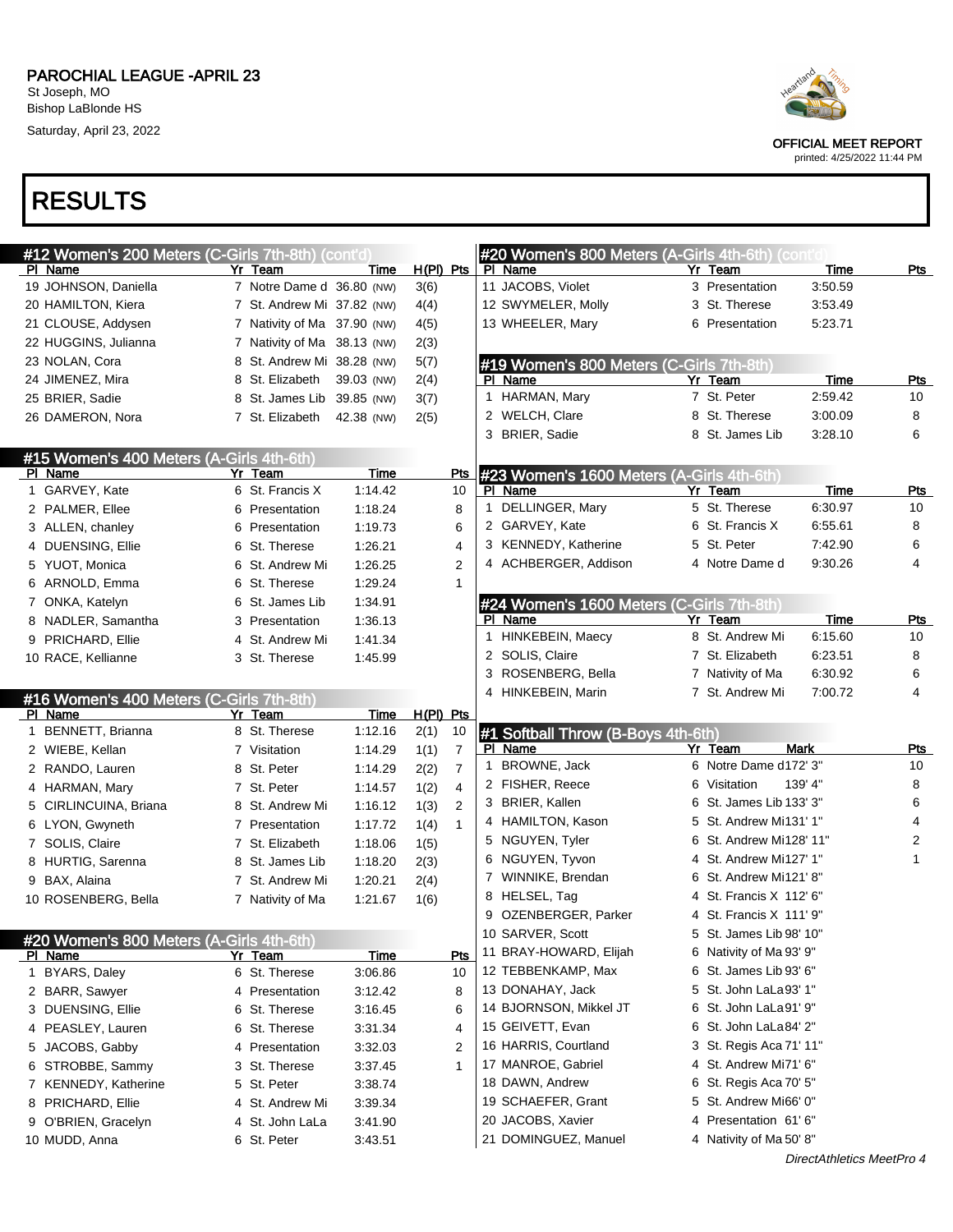# PAROCHIAL LEAGUE -APRIL 23

St Joseph, MO
Bishop LaBlonde HS
Saturday, April 23, 2022

OFFICIAL MEET REPORT
printed: 4/25/2022 11:44 PM

# RESULTS

## #12 Women's 200 Meters (C-Girls 7th-8th) (cont'd)

| Pl | Name | Yr | Team | Time | H(Pl) | Pts |
|---|---|---|---|---|---|---|
| 19 | JOHNSON, Daniella | 7 | Notre Dame d | 36.80 (NW) | 3(6) | |
| 20 | HAMILTON, Kiera | 7 | St. Andrew Mi | 37.82 (NW) | 4(4) | |
| 21 | CLOUSE, Addysen | 7 | Nativity of Ma | 37.90 (NW) | 4(5) | |
| 22 | HUGGINS, Julianna | 7 | Nativity of Ma | 38.13 (NW) | 2(3) | |
| 23 | NOLAN, Cora | 8 | St. Andrew Mi | 38.28 (NW) | 5(7) | |
| 24 | JIMENEZ, Mira | 8 | St. Elizabeth | 39.03 (NW) | 2(4) | |
| 25 | BRIER, Sadie | 8 | St. James Lib | 39.85 (NW) | 3(7) | |
| 26 | DAMERON, Nora | 7 | St. Elizabeth | 42.38 (NW) | 2(5) | |

## #15 Women's 400 Meters (A-Girls 4th-6th)

| Pl | Name | Yr | Team | Time | Pts |
|---|---|---|---|---|---|
| 1 | GARVEY, Kate | 6 | St. Francis X | 1:14.42 | 10 |
| 2 | PALMER, Ellee | 6 | Presentation | 1:18.24 | 8 |
| 3 | ALLEN, chanley | 6 | Presentation | 1:19.73 | 6 |
| 4 | DUENSING, Ellie | 6 | St. Therese | 1:26.21 | 4 |
| 5 | YUOT, Monica | 6 | St. Andrew Mi | 1:26.25 | 2 |
| 6 | ARNOLD, Emma | 6 | St. Therese | 1:29.24 | 1 |
| 7 | ONKA, Katelyn | 6 | St. James Lib | 1:34.91 | |
| 8 | NADLER, Samantha | 3 | Presentation | 1:36.13 | |
| 9 | PRICHARD, Ellie | 4 | St. Andrew Mi | 1:41.34 | |
| 10 | RACE, Kellianne | 3 | St. Therese | 1:45.99 | |

## #16 Women's 400 Meters (C-Girls 7th-8th)

| Pl | Name | Yr | Team | Time | H(Pl) | Pts |
|---|---|---|---|---|---|---|
| 1 | BENNETT, Brianna | 8 | St. Therese | 1:12.16 | 2(1) | 10 |
| 2 | WIEBE, Kellan | 7 | Visitation | 1:14.29 | 1(1) | 7 |
| 2 | RANDO, Lauren | 8 | St. Peter | 1:14.29 | 2(2) | 7 |
| 4 | HARMAN, Mary | 7 | St. Peter | 1:14.57 | 1(2) | 4 |
| 5 | CIRLINCUINA, Briana | 8 | St. Andrew Mi | 1:16.12 | 1(3) | 2 |
| 6 | LYON, Gwyneth | 7 | Presentation | 1:17.72 | 1(4) | 1 |
| 7 | SOLIS, Claire | 7 | St. Elizabeth | 1:18.06 | 1(5) | |
| 8 | HURTIG, Sarenna | 8 | St. James Lib | 1:18.20 | 2(3) | |
| 9 | BAX, Alaina | 7 | St. Andrew Mi | 1:20.21 | 2(4) | |
| 10 | ROSENBERG, Bella | 7 | Nativity of Ma | 1:21.67 | 1(6) | |

## #20 Women's 800 Meters (A-Girls 4th-6th)

| Pl | Name | Yr | Team | Time | Pts |
|---|---|---|---|---|---|
| 1 | BYARS, Daley | 6 | St. Therese | 3:06.86 | 10 |
| 2 | BARR, Sawyer | 4 | Presentation | 3:12.42 | 8 |
| 3 | DUENSING, Ellie | 6 | St. Therese | 3:16.45 | 6 |
| 4 | PEASLEY, Lauren | 6 | St. Therese | 3:31.34 | 4 |
| 5 | JACOBS, Gabby | 4 | Presentation | 3:32.03 | 2 |
| 6 | STROBBE, Sammy | 3 | St. Therese | 3:37.45 | 1 |
| 7 | KENNEDY, Katherine | 5 | St. Peter | 3:38.74 | |
| 8 | PRICHARD, Ellie | 4 | St. Andrew Mi | 3:39.34 | |
| 9 | O'BRIEN, Gracelyn | 4 | St. John LaLa | 3:41.90 | |
| 10 | MUDD, Anna | 6 | St. Peter | 3:43.51 | |
| 11 | JACOBS, Violet | 3 | Presentation | 3:50.59 | |
| 12 | SWYMELER, Molly | 3 | St. Therese | 3:53.49 | |
| 13 | WHEELER, Mary | 6 | Presentation | 5:23.71 | |

## #19 Women's 800 Meters (C-Girls 7th-8th)

| Pl | Name | Yr | Team | Time | Pts |
|---|---|---|---|---|---|
| 1 | HARMAN, Mary | 7 | St. Peter | 2:59.42 | 10 |
| 2 | WELCH, Clare | 8 | St. Therese | 3:00.09 | 8 |
| 3 | BRIER, Sadie | 8 | St. James Lib | 3:28.10 | 6 |

## #23 Women's 1600 Meters (A-Girls 4th-6th)

| Pl | Name | Yr | Team | Time | Pts |
|---|---|---|---|---|---|
| 1 | DELLINGER, Mary | 5 | St. Therese | 6:30.97 | 10 |
| 2 | GARVEY, Kate | 6 | St. Francis X | 6:55.61 | 8 |
| 3 | KENNEDY, Katherine | 5 | St. Peter | 7:42.90 | 6 |
| 4 | ACHBERGER, Addison | 4 | Notre Dame d | 9:30.26 | 4 |

## #24 Women's 1600 Meters (C-Girls 7th-8th)

| Pl | Name | Yr | Team | Time | Pts |
|---|---|---|---|---|---|
| 1 | HINKEBEIN, Maecy | 8 | St. Andrew Mi | 6:15.60 | 10 |
| 2 | SOLIS, Claire | 7 | St. Elizabeth | 6:23.51 | 8 |
| 3 | ROSENBERG, Bella | 7 | Nativity of Ma | 6:30.92 | 6 |
| 4 | HINKEBEIN, Marin | 7 | St. Andrew Mi | 7:00.72 | 4 |

## #1 Softball Throw (B-Boys 4th-6th)

| Pl | Name | Yr | Team | Mark | Pts |
|---|---|---|---|---|---|
| 1 | BROWNE, Jack | 6 | Notre Dame d | 172' 3" | 10 |
| 2 | FISHER, Reece | 6 | Visitation | 139' 4" | 8 |
| 3 | BRIER, Kallen | 6 | St. James Lib | 133' 3" | 6 |
| 4 | HAMILTON, Kason | 5 | St. Andrew Mi | 131' 1" | 4 |
| 5 | NGUYEN, Tyler | 6 | St. Andrew Mi | 128' 11" | 2 |
| 6 | NGUYEN, Tyvon | 4 | St. Andrew Mi | 127' 1" | 1 |
| 7 | WINNIKE, Brendan | 6 | St. Andrew Mi | 121' 8" | |
| 8 | HELSEL, Tag | 4 | St. Francis X | 112' 6" | |
| 9 | OZENBERGER, Parker | 4 | St. Francis X | 111' 9" | |
| 10 | SARVER, Scott | 5 | St. James Lib | 98' 10" | |
| 11 | BRAY-HOWARD, Elijah | 6 | Nativity of Ma | 93' 9" | |
| 12 | TEBBENKAMP, Max | 6 | St. James Lib | 93' 6" | |
| 13 | DONAHAY, Jack | 5 | St. John LaLa | 93' 1" | |
| 14 | BJORNSON, Mikkel JT | 6 | St. John LaLa | 91' 9" | |
| 15 | GEIVETT, Evan | 6 | St. John LaLa | 84' 2" | |
| 16 | HARRIS, Courtland | 3 | St. Regis Aca | 71' 11" | |
| 17 | MANROE, Gabriel | 4 | St. Andrew Mi | 71' 6" | |
| 18 | DAWN, Andrew | 6 | St. Regis Aca | 70' 5" | |
| 19 | SCHAEFER, Grant | 5 | St. Andrew Mi | 66' 0" | |
| 20 | JACOBS, Xavier | 4 | Presentation | 61' 6" | |
| 21 | DOMINGUEZ, Manuel | 4 | Nativity of Ma | 50' 8" | |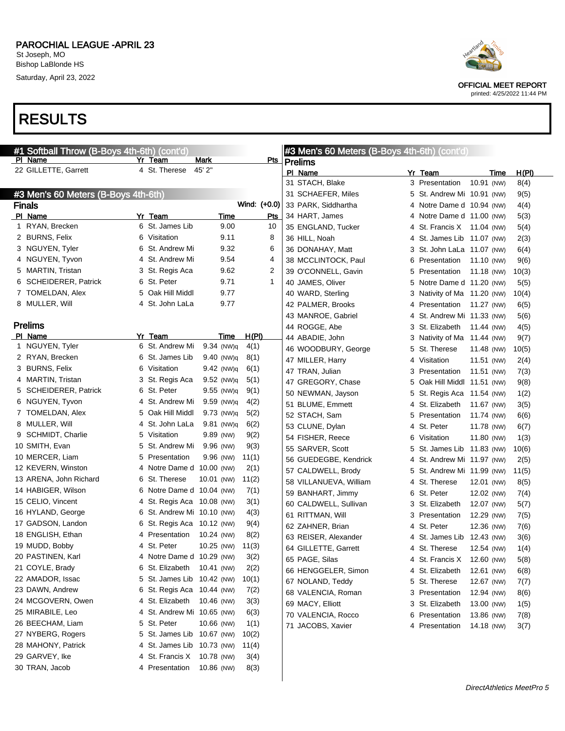# RESULTS

## #1 Softball Throw (B-Boys 4th-6th) (cont'd)

| Pl | Name | Yr | Team | Mark | Pts |
|---|---|---|---|---|---|
| 22 | GILLETTE, Garrett | 4 | St. Therese | 45' 2" | |

## #3 Men's 60 Meters (B-Boys 4th-6th)

### Finals

Wind: (+0.0)

| Pl | Name | Yr | Team | Time | Pts |
|---|---|---|---|---|---|
| 1 | RYAN, Brecken | 6 | St. James Lib | 9.00 | 10 |
| 2 | BURNS, Felix | 6 | Visitation | 9.11 | 8 |
| 3 | NGUYEN, Tyler | 6 | St. Andrew Mi | 9.32 | 6 |
| 4 | NGUYEN, Tyvon | 4 | St. Andrew Mi | 9.54 | 4 |
| 5 | MARTIN, Tristan | 3 | St. Regis Aca | 9.62 | 2 |
| 6 | SCHEIDERER, Patrick | 6 | St. Peter | 9.71 | 1 |
| 7 | TOMELDAN, Alex | 5 | Oak Hill Middl | 9.77 | |
| 8 | MULLER, Will | 4 | St. John LaLa | 9.77 | |

### Prelims

| Pl | Name | Yr | Team | Time | H(Pl) |
|---|---|---|---|---|---|
| 1 | NGUYEN, Tyler | 6 | St. Andrew Mi | 9.34 (NW)q | 4(1) |
| 2 | RYAN, Brecken | 6 | St. James Lib | 9.40 (NW)q | 8(1) |
| 3 | BURNS, Felix | 6 | Visitation | 9.42 (NW)q | 6(1) |
| 4 | MARTIN, Tristan | 3 | St. Regis Aca | 9.52 (NW)q | 5(1) |
| 5 | SCHEIDERER, Patrick | 6 | St. Peter | 9.55 (NW)q | 9(1) |
| 6 | NGUYEN, Tyvon | 4 | St. Andrew Mi | 9.59 (NW)q | 4(2) |
| 7 | TOMELDAN, Alex | 5 | Oak Hill Middl | 9.73 (NW)q | 5(2) |
| 8 | MULLER, Will | 4 | St. John LaLa | 9.81 (NW)q | 6(2) |
| 9 | SCHMIDT, Charlie | 5 | Visitation | 9.89 (NW) | 9(2) |
| 10 | SMITH, Evan | 5 | St. Andrew Mi | 9.96 (NW) | 9(3) |
| 10 | MERCER, Liam | 5 | Presentation | 9.96 (NW) | 11(1) |
| 12 | KEVERN, Winston | 4 | Notre Dame d | 10.00 (NW) | 2(1) |
| 13 | ARENA, John Richard | 6 | St. Therese | 10.01 (NW) | 11(2) |
| 14 | HABIGER, Wilson | 6 | Notre Dame d | 10.04 (NW) | 7(1) |
| 15 | CELIO, Vincent | 4 | St. Regis Aca | 10.08 (NW) | 3(1) |
| 16 | HYLAND, George | 6 | St. Andrew Mi | 10.10 (NW) | 4(3) |
| 17 | GADSON, Landon | 6 | St. Regis Aca | 10.12 (NW) | 9(4) |
| 18 | ENGLISH, Ethan | 4 | Presentation | 10.24 (NW) | 8(2) |
| 19 | MUDD, Bobby | 4 | St. Peter | 10.25 (NW) | 11(3) |
| 20 | PASTINEN, Karl | 4 | Notre Dame d | 10.29 (NW) | 3(2) |
| 21 | COYLE, Brady | 6 | St. Elizabeth | 10.41 (NW) | 2(2) |
| 22 | AMADOR, Issac | 5 | St. James Lib | 10.42 (NW) | 10(1) |
| 23 | DAWN, Andrew | 6 | St. Regis Aca | 10.44 (NW) | 7(2) |
| 24 | MCGOVERN, Owen | 4 | St. Elizabeth | 10.46 (NW) | 3(3) |
| 25 | MIRABILE, Leo | 4 | St. Andrew Mi | 10.65 (NW) | 6(3) |
| 26 | BEECHAM, Liam | 5 | St. Peter | 10.66 (NW) | 1(1) |
| 27 | NYBERG, Rogers | 5 | St. James Lib | 10.67 (NW) | 10(2) |
| 28 | MAHONY, Patrick | 4 | St. James Lib | 10.73 (NW) | 11(4) |
| 29 | GARVEY, Ike | 4 | St. Francis X | 10.78 (NW) | 3(4) |
| 30 | TRAN, Jacob | 4 | Presentation | 10.86 (NW) | 8(3) |
| 31 | STACH, Blake | 3 | Presentation | 10.91 (NW) | 8(4) |
| 31 | SCHAEFER, Miles | 5 | St. Andrew Mi | 10.91 (NW) | 9(5) |
| 33 | PARK, Siddhartha | 4 | Notre Dame d | 10.94 (NW) | 4(4) |
| 34 | HART, James | 4 | Notre Dame d | 11.00 (NW) | 5(3) |
| 35 | ENGLAND, Tucker | 4 | St. Francis X | 11.04 (NW) | 5(4) |
| 36 | HILL, Noah | 4 | St. James Lib | 11.07 (NW) | 2(3) |
| 36 | DONAHAY, Matt | 3 | St. John LaLa | 11.07 (NW) | 6(4) |
| 38 | MCCLINTOCK, Paul | 6 | Presentation | 11.10 (NW) | 9(6) |
| 39 | O'CONNELL, Gavin | 5 | Presentation | 11.18 (NW) | 10(3) |
| 40 | JAMES, Oliver | 5 | Notre Dame d | 11.20 (NW) | 5(5) |
| 40 | WARD, Sterling | 3 | Nativity of Ma | 11.20 (NW) | 10(4) |
| 42 | PALMER, Brooks | 4 | Presentation | 11.27 (NW) | 6(5) |
| 43 | MANROE, Gabriel | 4 | St. Andrew Mi | 11.33 (NW) | 5(6) |
| 44 | ROGGE, Abe | 3 | St. Elizabeth | 11.44 (NW) | 4(5) |
| 44 | ABADIE, John | 3 | Nativity of Ma | 11.44 (NW) | 9(7) |
| 46 | WOODBURY, George | 5 | St. Therese | 11.48 (NW) | 10(5) |
| 47 | MILLER, Harry | 4 | Visitation | 11.51 (NW) | 2(4) |
| 47 | TRAN, Julian | 3 | Presentation | 11.51 (NW) | 7(3) |
| 47 | GREGORY, Chase | 5 | Oak Hill Middl | 11.51 (NW) | 9(8) |
| 50 | NEWMAN, Jayson | 5 | St. Regis Aca | 11.54 (NW) | 1(2) |
| 51 | BLUME, Emmett | 4 | St. Elizabeth | 11.67 (NW) | 3(5) |
| 52 | STACH, Sam | 5 | Presentation | 11.74 (NW) | 6(6) |
| 53 | CLUNE, Dylan | 4 | St. Peter | 11.78 (NW) | 6(7) |
| 54 | FISHER, Reece | 6 | Visitation | 11.80 (NW) | 1(3) |
| 55 | SARVER, Scott | 5 | St. James Lib | 11.83 (NW) | 10(6) |
| 56 | GUEDEGBE, Kendrick | 4 | St. Andrew Mi | 11.97 (NW) | 2(5) |
| 57 | CALDWELL, Brody | 5 | St. Andrew Mi | 11.99 (NW) | 11(5) |
| 58 | VILLANUEVA, William | 4 | St. Therese | 12.01 (NW) | 8(5) |
| 59 | BANHART, Jimmy | 6 | St. Peter | 12.02 (NW) | 7(4) |
| 60 | CALDWELL, Sullivan | 3 | St. Elizabeth | 12.07 (NW) | 5(7) |
| 61 | RITTMAN, Will | 3 | Presentation | 12.29 (NW) | 7(5) |
| 62 | ZAHNER, Brian | 4 | St. Peter | 12.36 (NW) | 7(6) |
| 63 | REISER, Alexander | 4 | St. James Lib | 12.43 (NW) | 3(6) |
| 64 | GILLETTE, Garrett | 4 | St. Therese | 12.54 (NW) | 1(4) |
| 65 | PAGE, Silas | 4 | St. Francis X | 12.60 (NW) | 5(8) |
| 66 | HENGGELER, Simon | 4 | St. Elizabeth | 12.61 (NW) | 6(8) |
| 67 | NOLAND, Teddy | 5 | St. Therese | 12.67 (NW) | 7(7) |
| 68 | VALENCIA, Roman | 3 | Presentation | 12.94 (NW) | 8(6) |
| 69 | MACY, Elliott | 3 | St. Elizabeth | 13.00 (NW) | 1(5) |
| 70 | VALENCIA, Rocco | 6 | Presentation | 13.86 (NW) | 7(8) |
| 71 | JACOBS, Xavier | 4 | Presentation | 14.18 (NW) | 3(7) |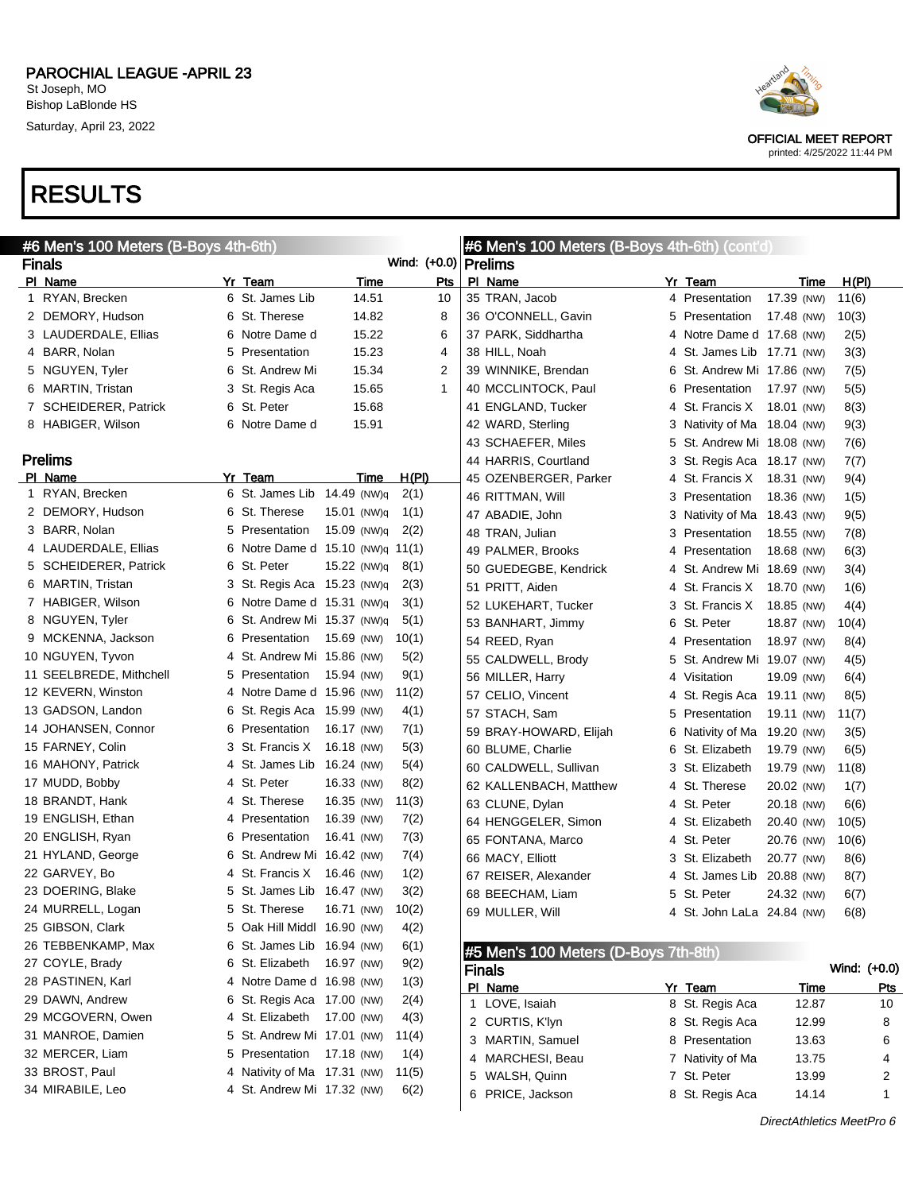# PAROCHIAL LEAGUE -APRIL 23

St Joseph, MO
Bishop LaBlonde HS
Saturday, April 23, 2022

OFFICIAL MEET REPORT
printed: 4/25/2022 11:44 PM

# RESULTS

## #6 Men's 100 Meters (B-Boys 4th-6th)

### Finals

Wind: (+0.0)

| Pl | Name | Yr | Team | Time | Pts |
|---|---|---|---|---|---|
| 1 | RYAN, Brecken | 6 | St. James Lib | 14.51 | 10 |
| 2 | DEMORY, Hudson | 6 | St. Therese | 14.82 | 8 |
| 3 | LAUDERDALE, Ellias | 6 | Notre Dame d | 15.22 | 6 |
| 4 | BARR, Nolan | 5 | Presentation | 15.23 | 4 |
| 5 | NGUYEN, Tyler | 6 | St. Andrew Mi | 15.34 | 2 |
| 6 | MARTIN, Tristan | 3 | St. Regis Aca | 15.65 | 1 |
| 7 | SCHEIDERER, Patrick | 6 | St. Peter | 15.68 | |
| 8 | HABIGER, Wilson | 6 | Notre Dame d | 15.91 | |

### Prelims

| Pl | Name | Yr | Team | Time | H(Pl) |
|---|---|---|---|---|---|
| 1 | RYAN, Brecken | 6 | St. James Lib | 14.49 (NW)q | 2(1) |
| 2 | DEMORY, Hudson | 6 | St. Therese | 15.01 (NW)q | 1(1) |
| 3 | BARR, Nolan | 5 | Presentation | 15.09 (NW)q | 2(2) |
| 4 | LAUDERDALE, Ellias | 6 | Notre Dame d | 15.10 (NW)q | 11(1) |
| 5 | SCHEIDERER, Patrick | 6 | St. Peter | 15.22 (NW)q | 8(1) |
| 6 | MARTIN, Tristan | 3 | St. Regis Aca | 15.23 (NW)q | 2(3) |
| 7 | HABIGER, Wilson | 6 | Notre Dame d | 15.31 (NW)q | 3(1) |
| 8 | NGUYEN, Tyler | 6 | St. Andrew Mi | 15.37 (NW)q | 5(1) |
| 9 | MCKENNA, Jackson | 6 | Presentation | 15.69 (NW) | 10(1) |
| 10 | NGUYEN, Tyvon | 4 | St. Andrew Mi | 15.86 (NW) | 5(2) |
| 11 | SEELBREDE, Mithchell | 5 | Presentation | 15.94 (NW) | 9(1) |
| 12 | KEVERN, Winston | 4 | Notre Dame d | 15.96 (NW) | 11(2) |
| 13 | GADSON, Landon | 6 | St. Regis Aca | 15.99 (NW) | 4(1) |
| 14 | JOHANSEN, Connor | 6 | Presentation | 16.17 (NW) | 7(1) |
| 15 | FARNEY, Colin | 3 | St. Francis X | 16.18 (NW) | 5(3) |
| 16 | MAHONY, Patrick | 4 | St. James Lib | 16.24 (NW) | 5(4) |
| 17 | MUDD, Bobby | 4 | St. Peter | 16.33 (NW) | 8(2) |
| 18 | BRANDT, Hank | 4 | St. Therese | 16.35 (NW) | 11(3) |
| 19 | ENGLISH, Ethan | 4 | Presentation | 16.39 (NW) | 7(2) |
| 20 | ENGLISH, Ryan | 6 | Presentation | 16.41 (NW) | 7(3) |
| 21 | HYLAND, George | 6 | St. Andrew Mi | 16.42 (NW) | 7(4) |
| 22 | GARVEY, Bo | 4 | St. Francis X | 16.46 (NW) | 1(2) |
| 23 | DOERING, Blake | 5 | St. James Lib | 16.47 (NW) | 3(2) |
| 24 | MURRELL, Logan | 5 | St. Therese | 16.71 (NW) | 10(2) |
| 25 | GIBSON, Clark | 5 | Oak Hill Middl | 16.90 (NW) | 4(2) |
| 26 | TEBBENKAMP, Max | 6 | St. James Lib | 16.94 (NW) | 6(1) |
| 27 | COYLE, Brady | 6 | St. Elizabeth | 16.97 (NW) | 9(2) |
| 28 | PASTINEN, Karl | 4 | Notre Dame d | 16.98 (NW) | 1(3) |
| 29 | DAWN, Andrew | 6 | St. Regis Aca | 17.00 (NW) | 2(4) |
| 29 | MCGOVERN, Owen | 4 | St. Elizabeth | 17.00 (NW) | 4(3) |
| 31 | MANROE, Damien | 5 | St. Andrew Mi | 17.01 (NW) | 11(4) |
| 32 | MERCER, Liam | 5 | Presentation | 17.18 (NW) | 1(4) |
| 33 | BROST, Paul | 4 | Nativity of Ma | 17.31 (NW) | 11(5) |
| 34 | MIRABILE, Leo | 4 | St. Andrew Mi | 17.32 (NW) | 6(2) |
| 35 | TRAN, Jacob | 4 | Presentation | 17.39 (NW) | 11(6) |
| 36 | O'CONNELL, Gavin | 5 | Presentation | 17.48 (NW) | 10(3) |
| 37 | PARK, Siddhartha | 4 | Notre Dame d | 17.68 (NW) | 2(5) |
| 38 | HILL, Noah | 4 | St. James Lib | 17.71 (NW) | 3(3) |
| 39 | WINNIKE, Brendan | 6 | St. Andrew Mi | 17.86 (NW) | 7(5) |
| 40 | MCCLINTOCK, Paul | 6 | Presentation | 17.97 (NW) | 5(5) |
| 41 | ENGLAND, Tucker | 4 | St. Francis X | 18.01 (NW) | 8(3) |
| 42 | WARD, Sterling | 3 | Nativity of Ma | 18.04 (NW) | 9(3) |
| 43 | SCHAEFER, Miles | 5 | St. Andrew Mi | 18.08 (NW) | 7(6) |
| 44 | HARRIS, Courtland | 3 | St. Regis Aca | 18.17 (NW) | 7(7) |
| 45 | OZENBERGER, Parker | 4 | St. Francis X | 18.31 (NW) | 9(4) |
| 46 | RITTMAN, Will | 3 | Presentation | 18.36 (NW) | 1(5) |
| 47 | ABADIE, John | 3 | Nativity of Ma | 18.43 (NW) | 9(5) |
| 48 | TRAN, Julian | 3 | Presentation | 18.55 (NW) | 7(8) |
| 49 | PALMER, Brooks | 4 | Presentation | 18.68 (NW) | 6(3) |
| 50 | GUEDEGBE, Kendrick | 4 | St. Andrew Mi | 18.69 (NW) | 3(4) |
| 51 | PRITT, Aiden | 4 | St. Francis X | 18.70 (NW) | 1(6) |
| 52 | LUKEHART, Tucker | 3 | St. Francis X | 18.85 (NW) | 4(4) |
| 53 | BANHART, Jimmy | 6 | St. Peter | 18.87 (NW) | 10(4) |
| 54 | REED, Ryan | 4 | Presentation | 18.97 (NW) | 8(4) |
| 55 | CALDWELL, Brody | 5 | St. Andrew Mi | 19.07 (NW) | 4(5) |
| 56 | MILLER, Harry | 4 | Visitation | 19.09 (NW) | 6(4) |
| 57 | CELIO, Vincent | 4 | St. Regis Aca | 19.11 (NW) | 8(5) |
| 57 | STACH, Sam | 5 | Presentation | 19.11 (NW) | 11(7) |
| 59 | BRAY-HOWARD, Elijah | 6 | Nativity of Ma | 19.20 (NW) | 3(5) |
| 60 | BLUME, Charlie | 6 | St. Elizabeth | 19.79 (NW) | 6(5) |
| 60 | CALDWELL, Sullivan | 3 | St. Elizabeth | 19.79 (NW) | 11(8) |
| 62 | KALLENBACH, Matthew | 4 | St. Therese | 20.02 (NW) | 1(7) |
| 63 | CLUNE, Dylan | 4 | St. Peter | 20.18 (NW) | 6(6) |
| 64 | HENGGELER, Simon | 4 | St. Elizabeth | 20.40 (NW) | 10(5) |
| 65 | FONTANA, Marco | 4 | St. Peter | 20.76 (NW) | 10(6) |
| 66 | MACY, Elliott | 3 | St. Elizabeth | 20.77 (NW) | 8(6) |
| 67 | REISER, Alexander | 4 | St. James Lib | 20.88 (NW) | 8(7) |
| 68 | BEECHAM, Liam | 5 | St. Peter | 24.32 (NW) | 6(7) |
| 69 | MULLER, Will | 4 | St. John LaLa | 24.84 (NW) | 6(8) |

## #5 Men's 100 Meters (D-Boys 7th-8th)

### Finals

Wind: (+0.0)

| Pl | Name | Yr | Team | Time | Pts |
|---|---|---|---|---|---|
| 1 | LOVE, Isaiah | 8 | St. Regis Aca | 12.87 | 10 |
| 2 | CURTIS, K'lyn | 8 | St. Regis Aca | 12.99 | 8 |
| 3 | MARTIN, Samuel | 8 | Presentation | 13.63 | 6 |
| 4 | MARCHESI, Beau | 7 | Nativity of Ma | 13.75 | 4 |
| 5 | WALSH, Quinn | 7 | St. Peter | 13.99 | 2 |
| 6 | PRICE, Jackson | 8 | St. Regis Aca | 14.14 | 1 |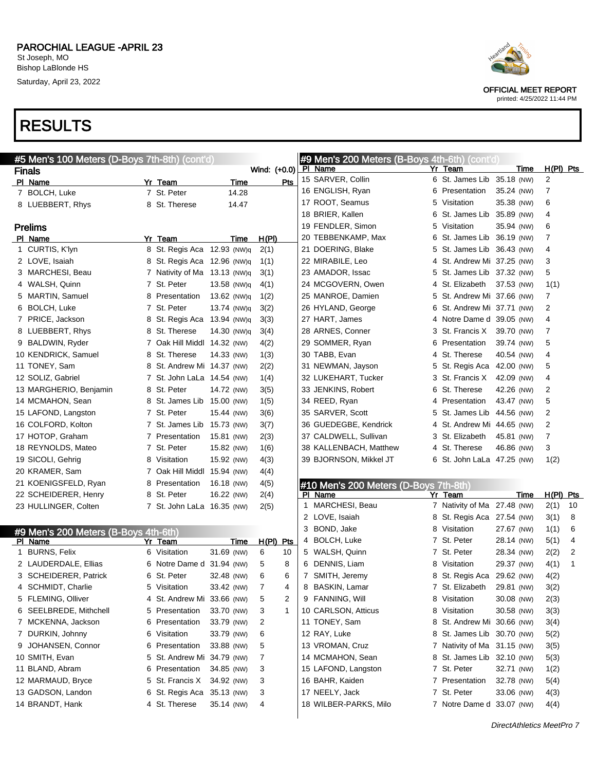PAROCHIAL LEAGUE -APRIL 23
St Joseph, MO
Bishop LaBlonde HS
Saturday, April 23, 2022

OFFICIAL MEET REPORT
printed: 4/25/2022 11:44 PM

# RESULTS

## #5 Men's 100 Meters (D-Boys 7th-8th) (cont'd)

### Finals

Wind: (+0.0)

| Pl | Name | Yr | Team | Time | Pts |
|---|---|---|---|---|---|
| 7 | BOLCH, Luke | 7 | St. Peter | 14.28 | |
| 8 | LUEBBERT, Rhys | 8 | St. Therese | 14.47 | |

### Prelims

| Pl | Name | Yr | Team | Time | H(Pl) |
|---|---|---|---|---|---|
| 1 | CURTIS, K'lyn | 8 | St. Regis Aca | 12.93 (NW)q | 2(1) |
| 2 | LOVE, Isaiah | 8 | St. Regis Aca | 12.96 (NW)q | 1(1) |
| 3 | MARCHESI, Beau | 7 | Nativity of Ma | 13.13 (NW)q | 3(1) |
| 4 | WALSH, Quinn | 7 | St. Peter | 13.58 (NW)q | 4(1) |
| 5 | MARTIN, Samuel | 8 | Presentation | 13.62 (NW)q | 1(2) |
| 6 | BOLCH, Luke | 7 | St. Peter | 13.74 (NW)q | 3(2) |
| 7 | PRICE, Jackson | 8 | St. Regis Aca | 13.94 (NW)q | 3(3) |
| 8 | LUEBBERT, Rhys | 8 | St. Therese | 14.30 (NW)q | 3(4) |
| 9 | BALDWIN, Ryder | 7 | Oak Hill Middl | 14.32 (NW) | 4(2) |
| 10 | KENDRICK, Samuel | 8 | St. Therese | 14.33 (NW) | 1(3) |
| 11 | TONEY, Sam | 8 | St. Andrew Mi | 14.37 (NW) | 2(2) |
| 12 | SOLIZ, Gabriel | 7 | St. John LaLa | 14.54 (NW) | 1(4) |
| 13 | MARGHERIO, Benjamin | 8 | St. Peter | 14.72 (NW) | 3(5) |
| 14 | MCMAHON, Sean | 8 | St. James Lib | 15.00 (NW) | 1(5) |
| 15 | LAFOND, Langston | 7 | St. Peter | 15.44 (NW) | 3(6) |
| 16 | COLFORD, Kolton | 7 | St. James Lib | 15.73 (NW) | 3(7) |
| 17 | HOTOP, Graham | 7 | Presentation | 15.81 (NW) | 2(3) |
| 18 | REYNOLDS, Mateo | 7 | St. Peter | 15.82 (NW) | 1(6) |
| 19 | SICOLI, Gehrig | 8 | Visitation | 15.92 (NW) | 4(3) |
| 20 | KRAMER, Sam | 7 | Oak Hill Middl | 15.94 (NW) | 4(4) |
| 21 | KOENIGSFELD, Ryan | 8 | Presentation | 16.18 (NW) | 4(5) |
| 22 | SCHEIDERER, Henry | 8 | St. Peter | 16.22 (NW) | 2(4) |
| 23 | HULLINGER, Colten | 7 | St. John LaLa | 16.35 (NW) | 2(5) |

## #9 Men's 200 Meters (B-Boys 4th-6th)

| Pl | Name | Yr | Team | Time | H(Pl) | Pts |
|---|---|---|---|---|---|---|
| 1 | BURNS, Felix | 6 | Visitation | 31.69 (NW) | 6 | 10 |
| 2 | LAUDERDALE, Ellias | 6 | Notre Dame d | 31.94 (NW) | 5 | 8 |
| 3 | SCHEIDERER, Patrick | 6 | St. Peter | 32.48 (NW) | 6 | 6 |
| 4 | SCHMIDT, Charlie | 5 | Visitation | 33.42 (NW) | 7 | 4 |
| 5 | FLEMING, Olliver | 4 | St. Andrew Mi | 33.66 (NW) | 5 | 2 |
| 6 | SEELBREDE, Mithchell | 5 | Presentation | 33.70 (NW) | 3 | 1 |
| 7 | MCKENNA, Jackson | 6 | Presentation | 33.79 (NW) | 2 | |
| 7 | DURKIN, Johnny | 6 | Visitation | 33.79 (NW) | 6 | |
| 9 | JOHANSEN, Connor | 6 | Presentation | 33.88 (NW) | 5 | |
| 10 | SMITH, Evan | 5 | St. Andrew Mi | 34.79 (NW) | 7 | |
| 11 | BLAND, Abram | 6 | Presentation | 34.85 (NW) | 3 | |
| 12 | MARMAUD, Bryce | 5 | St. Francis X | 34.92 (NW) | 3 | |
| 13 | GADSON, Landon | 6 | St. Regis Aca | 35.13 (NW) | 3 | |
| 14 | BRANDT, Hank | 4 | St. Therese | 35.14 (NW) | 4 | |
| 15 | SARVER, Collin | 6 | St. James Lib | 35.18 (NW) | 2 | |
| 16 | ENGLISH, Ryan | 6 | Presentation | 35.24 (NW) | 7 | |
| 17 | ROOT, Seamus | 5 | Visitation | 35.38 (NW) | 6 | |
| 18 | BRIER, Kallen | 6 | St. James Lib | 35.89 (NW) | 4 | |
| 19 | FENDLER, Simon | 5 | Visitation | 35.94 (NW) | 6 | |
| 20 | TEBBENKAMP, Max | 6 | St. James Lib | 36.19 (NW) | 7 | |
| 21 | DOERING, Blake | 5 | St. James Lib | 36.43 (NW) | 4 | |
| 22 | MIRABILE, Leo | 4 | St. Andrew Mi | 37.25 (NW) | 3 | |
| 23 | AMADOR, Issac | 5 | St. James Lib | 37.32 (NW) | 5 | |
| 24 | MCGOVERN, Owen | 4 | St. Elizabeth | 37.53 (NW) | 1(1) | |
| 25 | MANROE, Damien | 5 | St. Andrew Mi | 37.66 (NW) | 7 | |
| 26 | HYLAND, George | 6 | St. Andrew Mi | 37.71 (NW) | 2 | |
| 27 | HART, James | 4 | Notre Dame d | 39.05 (NW) | 4 | |
| 28 | ARNES, Conner | 3 | St. Francis X | 39.70 (NW) | 7 | |
| 29 | SOMMER, Ryan | 6 | Presentation | 39.74 (NW) | 5 | |
| 30 | TABB, Evan | 4 | St. Therese | 40.54 (NW) | 4 | |
| 31 | NEWMAN, Jayson | 5 | St. Regis Aca | 42.00 (NW) | 5 | |
| 32 | LUKEHART, Tucker | 3 | St. Francis X | 42.09 (NW) | 4 | |
| 33 | JENKINS, Robert | 6 | St. Therese | 42.26 (NW) | 2 | |
| 34 | REED, Ryan | 4 | Presentation | 43.47 (NW) | 5 | |
| 35 | SARVER, Scott | 5 | St. James Lib | 44.56 (NW) | 2 | |
| 36 | GUEDEGBE, Kendrick | 4 | St. Andrew Mi | 44.65 (NW) | 2 | |
| 37 | CALDWELL, Sullivan | 3 | St. Elizabeth | 45.81 (NW) | 7 | |
| 38 | KALLENBACH, Matthew | 4 | St. Therese | 46.86 (NW) | 3 | |
| 39 | BJORNSON, Mikkel JT | 6 | St. John LaLa | 47.25 (NW) | 1(2) | |

## #10 Men's 200 Meters (D-Boys 7th-8th)

| Pl | Name | Yr | Team | Time | H(Pl) | Pts |
|---|---|---|---|---|---|---|
| 1 | MARCHESI, Beau | 7 | Nativity of Ma | 27.48 (NW) | 2(1) | 10 |
| 2 | LOVE, Isaiah | 8 | St. Regis Aca | 27.54 (NW) | 3(1) | 8 |
| 3 | BOND, Jake | 8 | Visitation | 27.67 (NW) | 1(1) | 6 |
| 4 | BOLCH, Luke | 7 | St. Peter | 28.14 (NW) | 5(1) | 4 |
| 5 | WALSH, Quinn | 7 | St. Peter | 28.34 (NW) | 2(2) | 2 |
| 6 | DENNIS, Liam | 8 | Visitation | 29.37 (NW) | 4(1) | 1 |
| 7 | SMITH, Jeremy | 8 | St. Regis Aca | 29.62 (NW) | 4(2) | |
| 8 | BASKIN, Lamar | 7 | St. Elizabeth | 29.81 (NW) | 3(2) | |
| 9 | FANNING, Will | 8 | Visitation | 30.08 (NW) | 2(3) | |
| 10 | CARLSON, Atticus | 8 | Visitation | 30.58 (NW) | 3(3) | |
| 11 | TONEY, Sam | 8 | St. Andrew Mi | 30.66 (NW) | 3(4) | |
| 12 | RAY, Luke | 8 | St. James Lib | 30.70 (NW) | 5(2) | |
| 13 | VROMAN, Cruz | 7 | Nativity of Ma | 31.15 (NW) | 3(5) | |
| 14 | MCMAHON, Sean | 8 | St. James Lib | 32.10 (NW) | 5(3) | |
| 15 | LAFOND, Langston | 7 | St. Peter | 32.71 (NW) | 1(2) | |
| 16 | BAHR, Kaiden | 7 | Presentation | 32.78 (NW) | 5(4) | |
| 17 | NEELY, Jack | 7 | St. Peter | 33.06 (NW) | 4(3) | |
| 18 | WILBER-PARKS, Milo | 7 | Notre Dame d | 33.07 (NW) | 4(4) | |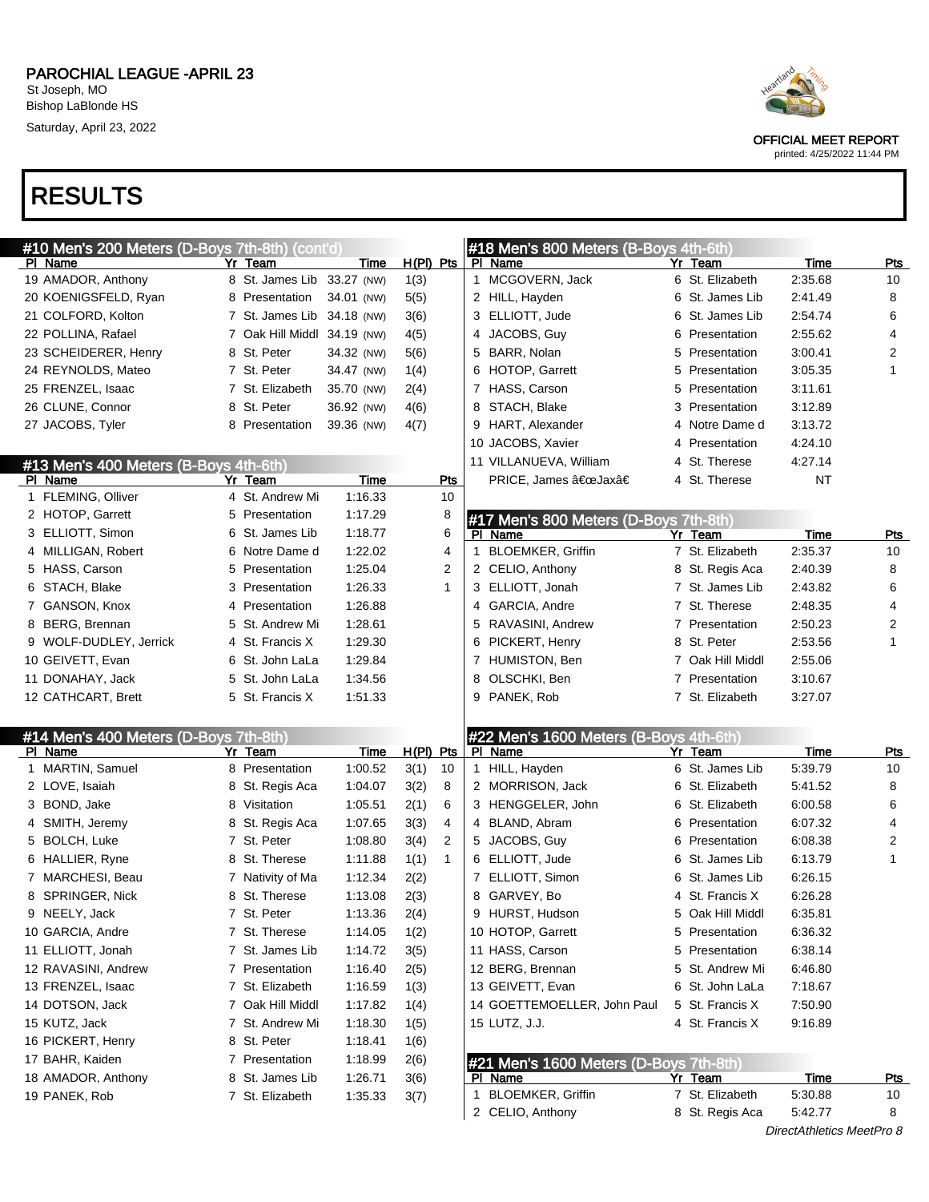# PAROCHIAL LEAGUE -APRIL 23

St Joseph, MO
Bishop LaBlonde HS
Saturday, April 23, 2022

OFFICIAL MEET REPORT
printed: 4/25/2022 11:44 PM

# RESULTS

## #10 Men's 200 Meters (D-Boys 7th-8th) (cont'd)

| Pl | Name | Yr | Team | Time | H(Pl) | Pts |
|---|---|---|---|---|---|---|
| 19 | AMADOR, Anthony | 8 | St. James Lib | 33.27 (NW) | 1(3) | |
| 20 | KOENIGSFELD, Ryan | 8 | Presentation | 34.01 (NW) | 5(5) | |
| 21 | COLFORD, Kolton | 7 | St. James Lib | 34.18 (NW) | 3(6) | |
| 22 | POLLINA, Rafael | 7 | Oak Hill Middl | 34.19 (NW) | 4(5) | |
| 23 | SCHEIDERER, Henry | 8 | St. Peter | 34.32 (NW) | 5(6) | |
| 24 | REYNOLDS, Mateo | 7 | St. Peter | 34.47 (NW) | 1(4) | |
| 25 | FRENZEL, Isaac | 7 | St. Elizabeth | 35.70 (NW) | 2(4) | |
| 26 | CLUNE, Connor | 8 | St. Peter | 36.92 (NW) | 4(6) | |
| 27 | JACOBS, Tyler | 8 | Presentation | 39.36 (NW) | 4(7) | |

## #13 Men's 400 Meters (B-Boys 4th-6th)

| Pl | Name | Yr | Team | Time | Pts |
|---|---|---|---|---|---|
| 1 | FLEMING, Olliver | 4 | St. Andrew Mi | 1:16.33 | 10 |
| 2 | HOTOP, Garrett | 5 | Presentation | 1:17.29 | 8 |
| 3 | ELLIOTT, Simon | 6 | St. James Lib | 1:18.77 | 6 |
| 4 | MILLIGAN, Robert | 6 | Notre Dame d | 1:22.02 | 4 |
| 5 | HASS, Carson | 5 | Presentation | 1:25.04 | 2 |
| 6 | STACH, Blake | 3 | Presentation | 1:26.33 | 1 |
| 7 | GANSON, Knox | 4 | Presentation | 1:26.88 | |
| 8 | BERG, Brennan | 5 | St. Andrew Mi | 1:28.61 | |
| 9 | WOLF-DUDLEY, Jerrick | 4 | St. Francis X | 1:29.30 | |
| 10 | GEIVETT, Evan | 6 | St. John LaLa | 1:29.84 | |
| 11 | DONAHAY, Jack | 5 | St. John LaLa | 1:34.56 | |
| 12 | CATHCART, Brett | 5 | St. Francis X | 1:51.33 | |

## #14 Men's 400 Meters (D-Boys 7th-8th)

| Pl | Name | Yr | Team | Time | H(Pl) | Pts |
|---|---|---|---|---|---|---|
| 1 | MARTIN, Samuel | 8 | Presentation | 1:00.52 | 3(1) | 10 |
| 2 | LOVE, Isaiah | 8 | St. Regis Aca | 1:04.07 | 3(2) | 8 |
| 3 | BOND, Jake | 8 | Visitation | 1:05.51 | 2(1) | 6 |
| 4 | SMITH, Jeremy | 8 | St. Regis Aca | 1:07.65 | 3(3) | 4 |
| 5 | BOLCH, Luke | 7 | St. Peter | 1:08.80 | 3(4) | 2 |
| 6 | HALLIER, Ryne | 8 | St. Therese | 1:11.88 | 1(1) | 1 |
| 7 | MARCHESI, Beau | 7 | Nativity of Ma | 1:12.34 | 2(2) | |
| 8 | SPRINGER, Nick | 8 | St. Therese | 1:13.08 | 2(3) | |
| 9 | NEELY, Jack | 7 | St. Peter | 1:13.36 | 2(4) | |
| 10 | GARCIA, Andre | 7 | St. Therese | 1:14.05 | 1(2) | |
| 11 | ELLIOTT, Jonah | 7 | St. James Lib | 1:14.72 | 3(5) | |
| 12 | RAVASINI, Andrew | 7 | Presentation | 1:16.40 | 2(5) | |
| 13 | FRENZEL, Isaac | 7 | St. Elizabeth | 1:16.59 | 1(3) | |
| 14 | DOTSON, Jack | 7 | Oak Hill Middl | 1:17.82 | 1(4) | |
| 15 | KUTZ, Jack | 7 | St. Andrew Mi | 1:18.30 | 1(5) | |
| 16 | PICKERT, Henry | 8 | St. Peter | 1:18.41 | 1(6) | |
| 17 | BAHR, Kaiden | 7 | Presentation | 1:18.99 | 2(6) | |
| 18 | AMADOR, Anthony | 8 | St. James Lib | 1:26.71 | 3(6) | |
| 19 | PANEK, Rob | 7 | St. Elizabeth | 1:35.33 | 3(7) | |

## #18 Men's 800 Meters (B-Boys 4th-6th)

| Pl | Name | Yr | Team | Time | Pts |
|---|---|---|---|---|---|
| 1 | MCGOVERN, Jack | 6 | St. Elizabeth | 2:35.68 | 10 |
| 2 | HILL, Hayden | 6 | St. James Lib | 2:41.49 | 8 |
| 3 | ELLIOTT, Jude | 6 | St. James Lib | 2:54.74 | 6 |
| 4 | JACOBS, Guy | 6 | Presentation | 2:55.62 | 4 |
| 5 | BARR, Nolan | 5 | Presentation | 3:00.41 | 2 |
| 6 | HOTOP, Garrett | 5 | Presentation | 3:05.35 | 1 |
| 7 | HASS, Carson | 5 | Presentation | 3:11.61 | |
| 8 | STACH, Blake | 3 | Presentation | 3:12.89 | |
| 9 | HART, Alexander | 4 | Notre Dame d | 3:13.72 | |
| 10 | JACOBS, Xavier | 4 | Presentation | 4:24.10 | |
| 11 | VILLANUEVA, William | 4 | St. Therese | 4:27.14 | |
| | PRICE, James â€œJaxâ€ | 4 | St. Therese | NT | |

## #17 Men's 800 Meters (D-Boys 7th-8th)

| Pl | Name | Yr | Team | Time | Pts |
|---|---|---|---|---|---|
| 1 | BLOEMKER, Griffin | 7 | St. Elizabeth | 2:35.37 | 10 |
| 2 | CELIO, Anthony | 8 | St. Regis Aca | 2:40.39 | 8 |
| 3 | ELLIOTT, Jonah | 7 | St. James Lib | 2:43.82 | 6 |
| 4 | GARCIA, Andre | 7 | St. Therese | 2:48.35 | 4 |
| 5 | RAVASINI, Andrew | 7 | Presentation | 2:50.23 | 2 |
| 6 | PICKERT, Henry | 8 | St. Peter | 2:53.56 | 1 |
| 7 | HUMISTON, Ben | 7 | Oak Hill Middl | 2:55.06 | |
| 8 | OLSCHKI, Ben | 7 | Presentation | 3:10.67 | |
| 9 | PANEK, Rob | 7 | St. Elizabeth | 3:27.07 | |

## #22 Men's 1600 Meters (B-Boys 4th-6th)

| Pl | Name | Yr | Team | Time | Pts |
|---|---|---|---|---|---|
| 1 | HILL, Hayden | 6 | St. James Lib | 5:39.79 | 10 |
| 2 | MORRISON, Jack | 6 | St. Elizabeth | 5:41.52 | 8 |
| 3 | HENGGELER, John | 6 | St. Elizabeth | 6:00.58 | 6 |
| 4 | BLAND, Abram | 6 | Presentation | 6:07.32 | 4 |
| 5 | JACOBS, Guy | 6 | Presentation | 6:08.38 | 2 |
| 6 | ELLIOTT, Jude | 6 | St. James Lib | 6:13.79 | 1 |
| 7 | ELLIOTT, Simon | 6 | St. James Lib | 6:26.15 | |
| 8 | GARVEY, Bo | 4 | St. Francis X | 6:26.28 | |
| 9 | HURST, Hudson | 5 | Oak Hill Middl | 6:35.81 | |
| 10 | HOTOP, Garrett | 5 | Presentation | 6:36.32 | |
| 11 | HASS, Carson | 5 | Presentation | 6:38.14 | |
| 12 | BERG, Brennan | 5 | St. Andrew Mi | 6:46.80 | |
| 13 | GEIVETT, Evan | 6 | St. John LaLa | 7:18.67 | |
| 14 | GOETTEMOELLER, John Paul | 5 | St. Francis X | 7:50.90 | |
| 15 | LUTZ, J.J. | 4 | St. Francis X | 9:16.89 | |

## #21 Men's 1600 Meters (D-Boys 7th-8th)

| Pl | Name | Yr | Team | Time | Pts |
|---|---|---|---|---|---|
| 1 | BLOEMKER, Griffin | 7 | St. Elizabeth | 5:30.88 | 10 |
| 2 | CELIO, Anthony | 8 | St. Regis Aca | 5:42.77 | 8 |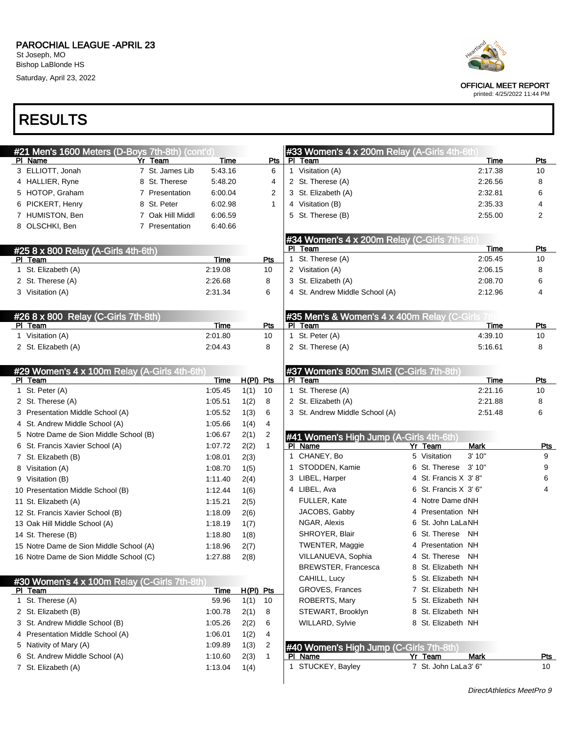# PAROCHIAL LEAGUE -APRIL 23

St Joseph, MO
Bishop LaBlonde HS
Saturday, April 23, 2022

OFFICIAL MEET REPORT
printed: 4/25/2022 11:44 PM

# RESULTS

## #21 Men's 1600 Meters (D-Boys 7th-8th) (cont'd)

| Pl | Name | Yr | Team | Time | Pts |
|---|---|---|---|---|---|
| 3 | ELLIOTT, Jonah | 7 | St. James Lib | 5:43.16 | 6 |
| 4 | HALLIER, Ryne | 8 | St. Therese | 5:48.20 | 4 |
| 5 | HOTOP, Graham | 7 | Presentation | 6:00.04 | 2 |
| 6 | PICKERT, Henry | 8 | St. Peter | 6:02.98 | 1 |
| 7 | HUMISTON, Ben | 7 | Oak Hill Middl | 6:06.59 | |
| 8 | OLSCHKI, Ben | 7 | Presentation | 6:40.66 | |

## #25 8 x 800 Relay (A-Girls 4th-6th)

| Pl | Team | Time | Pts |
|---|---|---|---|
| 1 | St. Elizabeth (A) | 2:19.08 | 10 |
| 2 | St. Therese (A) | 2:26.68 | 8 |
| 3 | Visitation (A) | 2:31.34 | 6 |

## #26 8 x 800 Relay (C-Girls 7th-8th)

| Pl | Team | Time | Pts |
|---|---|---|---|
| 1 | Visitation (A) | 2:01.80 | 10 |
| 2 | St. Elizabeth (A) | 2:04.43 | 8 |

## #29 Women's 4 x 100m Relay (A-Girls 4th-6th)

| Pl | Team | Time | H(Pl) | Pts |
|---|---|---|---|---|
| 1 | St. Peter (A) | 1:05.45 | 1(1) | 10 |
| 2 | St. Therese (A) | 1:05.51 | 1(2) | 8 |
| 3 | Presentation Middle School (A) | 1:05.52 | 1(3) | 6 |
| 4 | St. Andrew Middle School (A) | 1:05.66 | 1(4) | 4 |
| 5 | Notre Dame de Sion Middle School (B) | 1:06.67 | 2(1) | 2 |
| 6 | St. Francis Xavier School (A) | 1:07.72 | 2(2) | 1 |
| 7 | St. Elizabeth (B) | 1:08.01 | 2(3) | |
| 8 | Visitation (A) | 1:08.70 | 1(5) | |
| 9 | Visitation (B) | 1:11.40 | 2(4) | |
| 10 | Presentation Middle School (B) | 1:12.44 | 1(6) | |
| 11 | St. Elizabeth (A) | 1:15.21 | 2(5) | |
| 12 | St. Francis Xavier School (B) | 1:18.09 | 2(6) | |
| 13 | Oak Hill Middle School (A) | 1:18.19 | 1(7) | |
| 14 | St. Therese (B) | 1:18.80 | 1(8) | |
| 15 | Notre Dame de Sion Middle School (A) | 1:18.96 | 2(7) | |
| 16 | Notre Dame de Sion Middle School (C) | 1:27.88 | 2(8) | |

## #30 Women's 4 x 100m Relay (C-Girls 7th-8th)

| Pl | Team | Time | H(Pl) | Pts |
|---|---|---|---|---|
| 1 | St. Therese (A) | 59.96 | 1(1) | 10 |
| 2 | St. Elizabeth (B) | 1:00.78 | 2(1) | 8 |
| 3 | St. Andrew Middle School (B) | 1:05.26 | 2(2) | 6 |
| 4 | Presentation Middle School (A) | 1:06.01 | 1(2) | 4 |
| 5 | Nativity of Mary (A) | 1:09.89 | 1(3) | 2 |
| 6 | St. Andrew Middle School (A) | 1:10.60 | 2(3) | 1 |
| 7 | St. Elizabeth (A) | 1:13.04 | 1(4) | |

## #33 Women's 4 x 200m Relay (A-Girls 4th-6th)

| Pl | Team | Time | Pts |
|---|---|---|---|
| 1 | Visitation (A) | 2:17.38 | 10 |
| 2 | St. Therese (A) | 2:26.56 | 8 |
| 3 | St. Elizabeth (A) | 2:32.81 | 6 |
| 4 | Visitation (B) | 2:35.33 | 4 |
| 5 | St. Therese (B) | 2:55.00 | 2 |

## #34 Women's 4 x 200m Relay (C-Girls 7th-8th)

| Pl | Team | Time | Pts |
|---|---|---|---|
| 1 | St. Therese (A) | 2:05.45 | 10 |
| 2 | Visitation (A) | 2:06.15 | 8 |
| 3 | St. Elizabeth (A) | 2:08.70 | 6 |
| 4 | St. Andrew Middle School (A) | 2:12.96 | 4 |

## #35 Men's & Women's 4 x 400m Relay (C-Girls 7th

| Pl | Team | Time | Pts |
|---|---|---|---|
| 1 | St. Peter (A) | 4:39.10 | 10 |
| 2 | St. Therese (A) | 5:16.61 | 8 |

## #37 Women's 800m SMR (C-Girls 7th-8th)

| Pl | Team | Time | Pts |
|---|---|---|---|
| 1 | St. Therese (A) | 2:21.16 | 10 |
| 2 | St. Elizabeth (A) | 2:21.88 | 8 |
| 3 | St. Andrew Middle School (A) | 2:51.48 | 6 |

## #41 Women's High Jump (A-Girls 4th-6th)

| Pl | Name | Yr | Team | Mark | Pts |
|---|---|---|---|---|---|
| 1 | CHANEY, Bo | 5 | Visitation | 3' 10" | 9 |
| 1 | STODDEN, Kamie | 6 | St. Therese | 3' 10" | 9 |
| 3 | LIBEL, Harper | 4 | St. Francis X | 3' 8" | 6 |
| 4 | LIBEL, Ava | 6 | St. Francis X | 3' 6" | 4 |
| | FULLER, Kate | 4 | Notre Dame d | NH | |
| | JACOBS, Gabby | 4 | Presentation | NH | |
| | NGAR, Alexis | 6 | St. John LaLa | NH | |
| | SHROYER, Blair | 6 | St. Therese | NH | |
| | TWENTER, Maggie | 4 | Presentation | NH | |
| | VILLANUEVA, Sophia | 4 | St. Therese | NH | |
| | BREWSTER, Francesca | 8 | St. Elizabeth | NH | |
| | CAHILL, Lucy | 5 | St. Elizabeth | NH | |
| | GROVES, Frances | 7 | St. Elizabeth | NH | |
| | ROBERTS, Mary | 5 | St. Elizabeth | NH | |
| | STEWART, Brooklyn | 8 | St. Elizabeth | NH | |
| | WILLARD, Sylvie | 8 | St. Elizabeth | NH | |

## #40 Women's High Jump (C-Girls 7th-8th)

| Pl | Name | Yr | Team | Mark | Pts |
|---|---|---|---|---|---|
| 1 | STUCKEY, Bayley | 7 | St. John LaLa | 3' 6" | 10 |

DirectAthletics MeetPro 9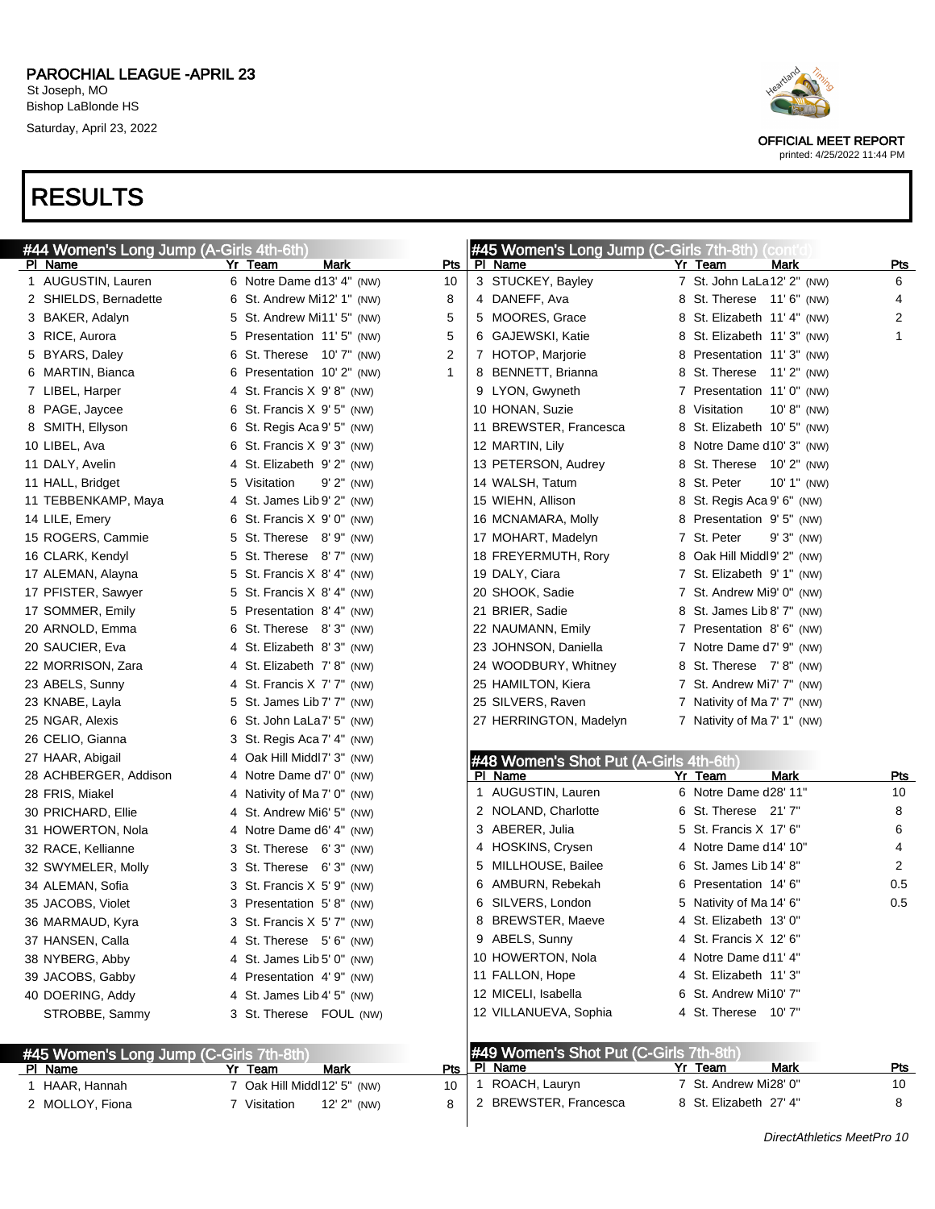PAROCHIAL LEAGUE -APRIL 23
St Joseph, MO
Bishop LaBlonde HS
Saturday, April 23, 2022

OFFICIAL MEET REPORT
printed: 4/25/2022 11:44 PM

# RESULTS

## #44 Women's Long Jump (A-Girls 4th-6th)

| Pl | Name | Yr | Team | Mark | | Pts |
|---|---|---|---|---|---|---|
| 1 | AUGUSTIN, Lauren | 6 | Notre Dame d | 13' 4" | (NW) | 10 |
| 2 | SHIELDS, Bernadette | 6 | St. Andrew Mi | 12' 1" | (NW) | 8 |
| 3 | BAKER, Adalyn | 5 | St. Andrew Mi | 11' 5" | (NW) | 5 |
| 3 | RICE, Aurora | 5 | Presentation | 11' 5" | (NW) | 5 |
| 5 | BYARS, Daley | 6 | St. Therese | 10' 7" | (NW) | 2 |
| 6 | MARTIN, Bianca | 6 | Presentation | 10' 2" | (NW) | 1 |
| 7 | LIBEL, Harper | 4 | St. Francis X | 9' 8" | (NW) | |
| 8 | PAGE, Jaycee | 6 | St. Francis X | 9' 5" | (NW) | |
| 8 | SMITH, Ellyson | 6 | St. Regis Aca | 9' 5" | (NW) | |
| 10 | LIBEL, Ava | 6 | St. Francis X | 9' 3" | (NW) | |
| 11 | DALY, Avelin | 4 | St. Elizabeth | 9' 2" | (NW) | |
| 11 | HALL, Bridget | 5 | Visitation | 9' 2" | (NW) | |
| 11 | TEBBENKAMP, Maya | 4 | St. James Lib | 9' 2" | (NW) | |
| 14 | LILE, Emery | 6 | St. Francis X | 9' 0" | (NW) | |
| 15 | ROGERS, Cammie | 5 | St. Therese | 8' 9" | (NW) | |
| 16 | CLARK, Kendyl | 5 | St. Therese | 8' 7" | (NW) | |
| 17 | ALEMAN, Alayna | 5 | St. Francis X | 8' 4" | (NW) | |
| 17 | PFISTER, Sawyer | 5 | St. Francis X | 8' 4" | (NW) | |
| 17 | SOMMER, Emily | 5 | Presentation | 8' 4" | (NW) | |
| 20 | ARNOLD, Emma | 6 | St. Therese | 8' 3" | (NW) | |
| 20 | SAUCIER, Eva | 4 | St. Elizabeth | 8' 3" | (NW) | |
| 22 | MORRISON, Zara | 4 | St. Elizabeth | 7' 8" | (NW) | |
| 23 | ABELS, Sunny | 4 | St. Francis X | 7' 7" | (NW) | |
| 23 | KNABE, Layla | 5 | St. James Lib | 7' 7" | (NW) | |
| 25 | NGAR, Alexis | 6 | St. John LaLa | 7' 5" | (NW) | |
| 26 | CELIO, Gianna | 3 | St. Regis Aca | 7' 4" | (NW) | |
| 27 | HAAR, Abigail | 4 | Oak Hill Middl | 7' 3" | (NW) | |
| 28 | ACHBERGER, Addison | 4 | Notre Dame d | 7' 0" | (NW) | |
| 28 | FRIS, Miakel | 4 | Nativity of Ma | 7' 0" | (NW) | |
| 30 | PRICHARD, Ellie | 4 | St. Andrew Mi | 6' 5" | (NW) | |
| 31 | HOWERTON, Nola | 4 | Notre Dame d | 6' 4" | (NW) | |
| 32 | RACE, Kellianne | 3 | St. Therese | 6' 3" | (NW) | |
| 32 | SWYMELER, Molly | 3 | St. Therese | 6' 3" | (NW) | |
| 34 | ALEMAN, Sofia | 3 | St. Francis X | 5' 9" | (NW) | |
| 35 | JACOBS, Violet | 3 | Presentation | 5' 8" | (NW) | |
| 36 | MARMAUD, Kyra | 3 | St. Francis X | 5' 7" | (NW) | |
| 37 | HANSEN, Calla | 4 | St. Therese | 5' 6" | (NW) | |
| 38 | NYBERG, Abby | 4 | St. James Lib | 5' 0" | (NW) | |
| 39 | JACOBS, Gabby | 4 | Presentation | 4' 9" | (NW) | |
| 40 | DOERING, Addy | 4 | St. James Lib | 4' 5" | (NW) | |
| | STROBBE, Sammy | 3 | St. Therese | FOUL | (NW) | |

## #45 Women's Long Jump (C-Girls 7th-8th)

| Pl | Name | Yr | Team | Mark | | Pts |
|---|---|---|---|---|---|---|
| 1 | HAAR, Hannah | 7 | Oak Hill Middl | 12' 5" | (NW) | 10 |
| 2 | MOLLOY, Fiona | 7 | Visitation | 12' 2" | (NW) | 8 |
| 3 | STUCKEY, Bayley | 7 | St. John LaLa | 12' 2" | (NW) | 6 |
| 4 | DANEFF, Ava | 8 | St. Therese | 11' 6" | (NW) | 4 |
| 5 | MOORES, Grace | 8 | St. Elizabeth | 11' 4" | (NW) | 2 |
| 6 | GAJEWSKI, Katie | 8 | St. Elizabeth | 11' 3" | (NW) | 1 |
| 7 | HOTOP, Marjorie | 8 | Presentation | 11' 3" | (NW) | |
| 8 | BENNETT, Brianna | 8 | St. Therese | 11' 2" | (NW) | |
| 9 | LYON, Gwyneth | 7 | Presentation | 11' 0" | (NW) | |
| 10 | HONAN, Suzie | 8 | Visitation | 10' 8" | (NW) | |
| 11 | BREWSTER, Francesca | 8 | St. Elizabeth | 10' 5" | (NW) | |
| 12 | MARTIN, Lily | 8 | Notre Dame d | 10' 3" | (NW) | |
| 13 | PETERSON, Audrey | 8 | St. Therese | 10' 2" | (NW) | |
| 14 | WALSH, Tatum | 8 | St. Peter | 10' 1" | (NW) | |
| 15 | WIEHN, Allison | 8 | St. Regis Aca | 9' 6" | (NW) | |
| 16 | MCNAMARA, Molly | 8 | Presentation | 9' 5" | (NW) | |
| 17 | MOHART, Madelyn | 7 | St. Peter | 9' 3" | (NW) | |
| 18 | FREYERMUTH, Rory | 8 | Oak Hill Middl | 9' 2" | (NW) | |
| 19 | DALY, Ciara | 7 | St. Elizabeth | 9' 1" | (NW) | |
| 20 | SHOOK, Sadie | 7 | St. Andrew Mi | 9' 0" | (NW) | |
| 21 | BRIER, Sadie | 8 | St. James Lib | 8' 7" | (NW) | |
| 22 | NAUMANN, Emily | 7 | Presentation | 8' 6" | (NW) | |
| 23 | JOHNSON, Daniella | 7 | Notre Dame d | 7' 9" | (NW) | |
| 24 | WOODBURY, Whitney | 8 | St. Therese | 7' 8" | (NW) | |
| 25 | HAMILTON, Kiera | 7 | St. Andrew Mi | 7' 7" | (NW) | |
| 25 | SILVERS, Raven | 7 | Nativity of Ma | 7' 7" | (NW) | |
| 27 | HERRINGTON, Madelyn | 7 | Nativity of Ma | 7' 1" | (NW) | |

## #48 Women's Shot Put (A-Girls 4th-6th)

| Pl | Name | Yr | Team | Mark | Pts |
|---|---|---|---|---|---|
| 1 | AUGUSTIN, Lauren | 6 | Notre Dame d | 28' 11" | 10 |
| 2 | NOLAND, Charlotte | 6 | St. Therese | 21' 7" | 8 |
| 3 | ABERER, Julia | 5 | St. Francis X | 17' 6" | 6 |
| 4 | HOSKINS, Crysen | 4 | Notre Dame d | 14' 10" | 4 |
| 5 | MILLHOUSE, Bailee | 6 | St. James Lib | 14' 8" | 2 |
| 6 | AMBURN, Rebekah | 6 | Presentation | 14' 6" | 0.5 |
| 6 | SILVERS, London | 5 | Nativity of Ma | 14' 6" | 0.5 |
| 8 | BREWSTER, Maeve | 4 | St. Elizabeth | 13' 0" | |
| 9 | ABELS, Sunny | 4 | St. Francis X | 12' 6" | |
| 10 | HOWERTON, Nola | 4 | Notre Dame d | 11' 4" | |
| 11 | FALLON, Hope | 4 | St. Elizabeth | 11' 3" | |
| 12 | MICELI, Isabella | 6 | St. Andrew Mi | 10' 7" | |
| 12 | VILLANUEVA, Sophia | 4 | St. Therese | 10' 7" | |

## #49 Women's Shot Put (C-Girls 7th-8th)

| Pl | Name | Yr | Team | Mark | Pts |
|---|---|---|---|---|---|
| 1 | ROACH, Lauryn | 7 | St. Andrew Mi | 28' 0" | 10 |
| 2 | BREWSTER, Francesca | 8 | St. Elizabeth | 27' 4" | 8 |

*DirectAthletics MeetPro 10*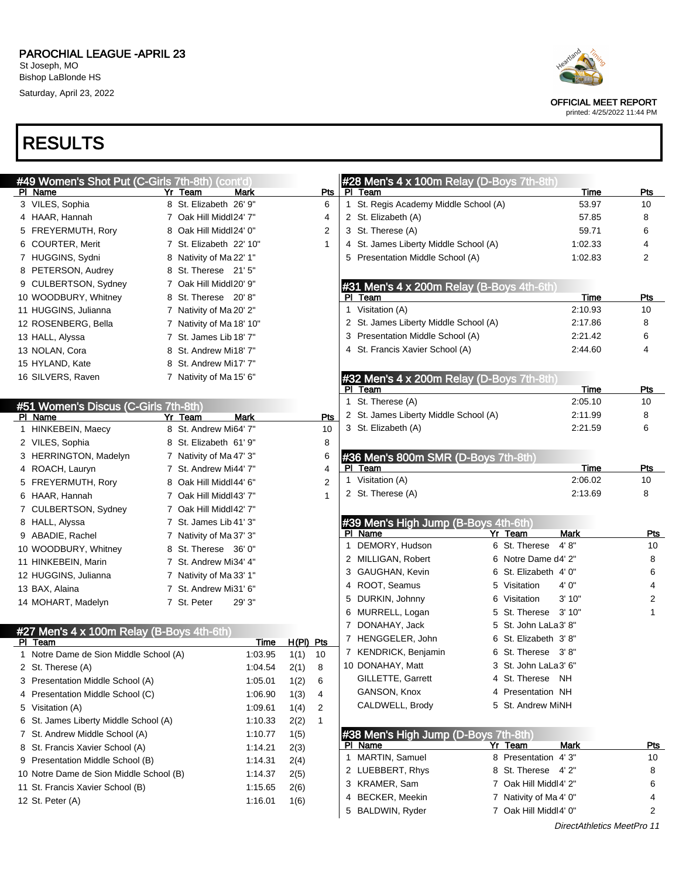# PAROCHIAL LEAGUE -APRIL 23

St Joseph, MO
Bishop LaBlonde HS
Saturday, April 23, 2022

OFFICIAL MEET REPORT
printed: 4/25/2022 11:44 PM

# RESULTS

## #49 Women's Shot Put (C-Girls 7th-8th) (cont'd)

| Pl | Name | Yr | Team | Mark | Pts |
|---|---|---|---|---|---|
| 3 | VILES, Sophia | 8 | St. Elizabeth | 26' 9" | 6 |
| 4 | HAAR, Hannah | 7 | Oak Hill Middl | 24' 7" | 4 |
| 5 | FREYERMUTH, Rory | 8 | Oak Hill Middl | 24' 0" | 2 |
| 6 | COURTER, Merit | 7 | St. Elizabeth | 22' 10" | 1 |
| 7 | HUGGINS, Sydni | 8 | Nativity of Ma | 22' 1" | |
| 8 | PETERSON, Audrey | 8 | St. Therese | 21' 5" | |
| 9 | CULBERTSON, Sydney | 7 | Oak Hill Middl | 20' 9" | |
| 10 | WOODBURY, Whitney | 8 | St. Therese | 20' 8" | |
| 11 | HUGGINS, Julianna | 7 | Nativity of Ma | 20' 2" | |
| 12 | ROSENBERG, Bella | 7 | Nativity of Ma | 18' 10" | |
| 13 | HALL, Alyssa | 7 | St. James Lib | 18' 7" | |
| 13 | NOLAN, Cora | 8 | St. Andrew Mi | 18' 7" | |
| 15 | HYLAND, Kate | 8 | St. Andrew Mi | 17' 7" | |
| 16 | SILVERS, Raven | 7 | Nativity of Ma | 15' 6" | |

## #51 Women's Discus (C-Girls 7th-8th)

| Pl | Name | Yr | Team | Mark | Pts |
|---|---|---|---|---|---|
| 1 | HINKEBEIN, Maecy | 8 | St. Andrew Mi | 64' 7" | 10 |
| 2 | VILES, Sophia | 8 | St. Elizabeth | 61' 9" | 8 |
| 3 | HERRINGTON, Madelyn | 7 | Nativity of Ma | 47' 3" | 6 |
| 4 | ROACH, Lauryn | 7 | St. Andrew Mi | 44' 7" | 4 |
| 5 | FREYERMUTH, Rory | 8 | Oak Hill Middl | 44' 6" | 2 |
| 6 | HAAR, Hannah | 7 | Oak Hill Middl | 43' 7" | 1 |
| 7 | CULBERTSON, Sydney | 7 | Oak Hill Middl | 42' 7" | |
| 8 | HALL, Alyssa | 7 | St. James Lib | 41' 3" | |
| 9 | ABADIE, Rachel | 7 | Nativity of Ma | 37' 3" | |
| 10 | WOODBURY, Whitney | 8 | St. Therese | 36' 0" | |
| 11 | HINKEBEIN, Marin | 7 | St. Andrew Mi | 34' 4" | |
| 12 | HUGGINS, Julianna | 7 | Nativity of Ma | 33' 1" | |
| 13 | BAX, Alaina | 7 | St. Andrew Mi | 31' 6" | |
| 14 | MOHART, Madelyn | 7 | St. Peter | 29' 3" | |

## #27 Men's 4 x 100m Relay (B-Boys 4th-6th)

| Pl | Team | Time | H(Pl) | Pts |
|---|---|---|---|---|
| 1 | Notre Dame de Sion Middle School (A) | 1:03.95 | 1(1) | 10 |
| 2 | St. Therese (A) | 1:04.54 | 2(1) | 8 |
| 3 | Presentation Middle School (A) | 1:05.01 | 1(2) | 6 |
| 4 | Presentation Middle School (C) | 1:06.90 | 1(3) | 4 |
| 5 | Visitation (A) | 1:09.61 | 1(4) | 2 |
| 6 | St. James Liberty Middle School (A) | 1:10.33 | 2(2) | 1 |
| 7 | St. Andrew Middle School (A) | 1:10.77 | 1(5) | |
| 8 | St. Francis Xavier School (A) | 1:14.21 | 2(3) | |
| 9 | Presentation Middle School (B) | 1:14.31 | 2(4) | |
| 10 | Notre Dame de Sion Middle School (B) | 1:14.37 | 2(5) | |
| 11 | St. Francis Xavier School (B) | 1:15.65 | 2(6) | |
| 12 | St. Peter (A) | 1:16.01 | 1(6) | |

## #28 Men's 4 x 100m Relay (D-Boys 7th-8th)

| Pl | Team | Time | Pts |
|---|---|---|---|
| 1 | St. Regis Academy Middle School (A) | 53.97 | 10 |
| 2 | St. Elizabeth (A) | 57.85 | 8 |
| 3 | St. Therese (A) | 59.71 | 6 |
| 4 | St. James Liberty Middle School (A) | 1:02.33 | 4 |
| 5 | Presentation Middle School (A) | 1:02.83 | 2 |

## #31 Men's 4 x 200m Relay (B-Boys 4th-6th)

| Pl | Team | Time | Pts |
|---|---|---|---|
| 1 | Visitation (A) | 2:10.93 | 10 |
| 2 | St. James Liberty Middle School (A) | 2:17.86 | 8 |
| 3 | Presentation Middle School (A) | 2:21.42 | 6 |
| 4 | St. Francis Xavier School (A) | 2:44.60 | 4 |

## #32 Men's 4 x 200m Relay (D-Boys 7th-8th)

| Pl | Team | Time | Pts |
|---|---|---|---|
| 1 | St. Therese (A) | 2:05.10 | 10 |
| 2 | St. James Liberty Middle School (A) | 2:11.99 | 8 |
| 3 | St. Elizabeth (A) | 2:21.59 | 6 |

## #36 Men's 800m SMR (D-Boys 7th-8th)

| Pl | Team | Time | Pts |
|---|---|---|---|
| 1 | Visitation (A) | 2:06.02 | 10 |
| 2 | St. Therese (A) | 2:13.69 | 8 |

## #39 Men's High Jump (B-Boys 4th-6th)

| Pl | Name | Yr | Team | Mark | Pts |
|---|---|---|---|---|---|
| 1 | DEMORY, Hudson | 6 | St. Therese | 4' 8" | 10 |
| 2 | MILLIGAN, Robert | 6 | Notre Dame d | 4' 2" | 8 |
| 3 | GAUGHAN, Kevin | 6 | St. Elizabeth | 4' 0" | 6 |
| 4 | ROOT, Seamus | 5 | Visitation | 4' 0" | 4 |
| 5 | DURKIN, Johnny | 6 | Visitation | 3' 10" | 2 |
| 6 | MURRELL, Logan | 5 | St. Therese | 3' 10" | 1 |
| 7 | DONAHAY, Jack | 5 | St. John LaLa | 3' 8" | |
| 7 | HENGGELER, John | 6 | St. Elizabeth | 3' 8" | |
| 7 | KENDRICK, Benjamin | 6 | St. Therese | 3' 8" | |
| 10 | DONAHAY, Matt | 3 | St. John LaLa | 3' 6" | |
| | GILLETTE, Garrett | 4 | St. Therese | NH | |
| | GANSON, Knox | 4 | Presentation | NH | |
| | CALDWELL, Brody | 5 | St. Andrew Mi | NH | |

## #38 Men's High Jump (D-Boys 7th-8th)

| Pl | Name | Yr | Team | Mark | Pts |
|---|---|---|---|---|---|
| 1 | MARTIN, Samuel | 8 | Presentation | 4' 3" | 10 |
| 2 | LUEBBERT, Rhys | 8 | St. Therese | 4' 2" | 8 |
| 3 | KRAMER, Sam | 7 | Oak Hill Middl | 4' 2" | 6 |
| 4 | BECKER, Meekin | 7 | Nativity of Ma | 4' 0" | 4 |
| 5 | BALDWIN, Ryder | 7 | Oak Hill Middl | 4' 0" | 2 |

*DirectAthletics MeetPro 11*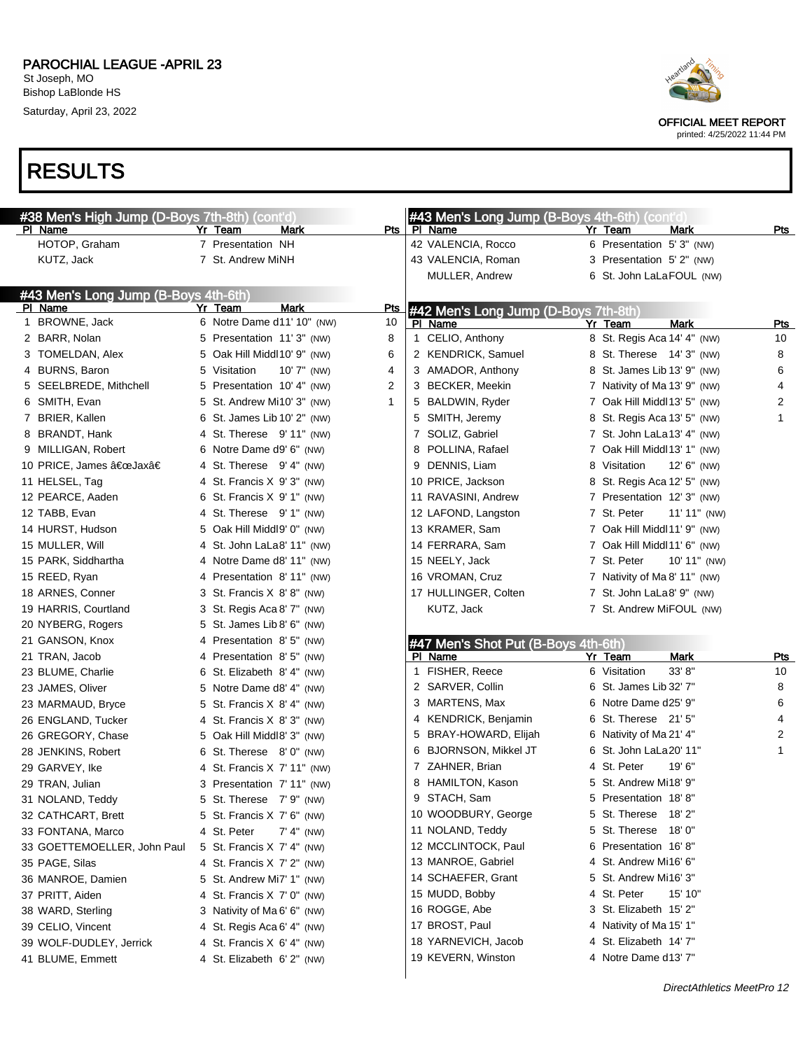# PAROCHIAL LEAGUE -APRIL 23

St Joseph, MO
Bishop LaBlonde HS
Saturday, April 23, 2022

OFFICIAL MEET REPORT
printed: 4/25/2022 11:44 PM

# RESULTS

## #38 Men's High Jump (D-Boys 7th-8th) (cont'd)

| Pl | Name | Yr | Team | Mark | Pts |
|---|---|---|---|---|---|
| | HOTOP, Graham | 7 | Presentation | NH | |
| | KUTZ, Jack | 7 | St. Andrew Mi | NH | |

## #43 Men's Long Jump (B-Boys 4th-6th)

| Pl | Name | Yr | Team | Mark | Pts |
|---|---|---|---|---|---|
| 1 | BROWNE, Jack | 6 | Notre Dame d | 11' 10" (NW) | 10 |
| 2 | BARR, Nolan | 5 | Presentation | 11' 3" (NW) | 8 |
| 3 | TOMELDAN, Alex | 5 | Oak Hill Middl | 10' 9" (NW) | 6 |
| 4 | BURNS, Baron | 5 | Visitation | 10' 7" (NW) | 4 |
| 5 | SEELBREDE, Mithchell | 5 | Presentation | 10' 4" (NW) | 2 |
| 6 | SMITH, Evan | 5 | St. Andrew Mi | 10' 3" (NW) | 1 |
| 7 | BRIER, Kallen | 6 | St. James Lib | 10' 2" (NW) | |
| 8 | BRANDT, Hank | 4 | St. Therese | 9' 11" (NW) | |
| 9 | MILLIGAN, Robert | 6 | Notre Dame d | 9' 6" (NW) | |
| 10 | PRICE, James â€œJaxâ€ | 4 | St. Therese | 9' 4" (NW) | |
| 11 | HELSEL, Tag | 4 | St. Francis X | 9' 3" (NW) | |
| 12 | PEARCE, Aaden | 6 | St. Francis X | 9' 1" (NW) | |
| 12 | TABB, Evan | 4 | St. Therese | 9' 1" (NW) | |
| 14 | HURST, Hudson | 5 | Oak Hill Middl | 9' 0" (NW) | |
| 15 | MULLER, Will | 4 | St. John LaLa | 8' 11" (NW) | |
| 15 | PARK, Siddhartha | 4 | Notre Dame d | 8' 11" (NW) | |
| 15 | REED, Ryan | 4 | Presentation | 8' 11" (NW) | |
| 18 | ARNES, Conner | 3 | St. Francis X | 8' 8" (NW) | |
| 19 | HARRIS, Courtland | 3 | St. Regis Aca | 8' 7" (NW) | |
| 20 | NYBERG, Rogers | 5 | St. James Lib | 8' 6" (NW) | |
| 21 | GANSON, Knox | 4 | Presentation | 8' 5" (NW) | |
| 21 | TRAN, Jacob | 4 | Presentation | 8' 5" (NW) | |
| 23 | BLUME, Charlie | 6 | St. Elizabeth | 8' 4" (NW) | |
| 23 | JAMES, Oliver | 5 | Notre Dame d | 8' 4" (NW) | |
| 23 | MARMAUD, Bryce | 5 | St. Francis X | 8' 4" (NW) | |
| 26 | ENGLAND, Tucker | 4 | St. Francis X | 8' 3" (NW) | |
| 26 | GREGORY, Chase | 5 | Oak Hill Middl | 8' 3" (NW) | |
| 28 | JENKINS, Robert | 6 | St. Therese | 8' 0" (NW) | |
| 29 | GARVEY, Ike | 4 | St. Francis X | 7' 11" (NW) | |
| 29 | TRAN, Julian | 3 | Presentation | 7' 11" (NW) | |
| 31 | NOLAND, Teddy | 5 | St. Therese | 7' 9" (NW) | |
| 32 | CATHCART, Brett | 5 | St. Francis X | 7' 6" (NW) | |
| 33 | FONTANA, Marco | 4 | St. Peter | 7' 4" (NW) | |
| 33 | GOETTEMOELLER, John Paul | 5 | St. Francis X | 7' 4" (NW) | |
| 35 | PAGE, Silas | 4 | St. Francis X | 7' 2" (NW) | |
| 36 | MANROE, Damien | 5 | St. Andrew Mi | 7' 1" (NW) | |
| 37 | PRITT, Aiden | 4 | St. Francis X | 7' 0" (NW) | |
| 38 | WARD, Sterling | 3 | Nativity of Ma | 6' 6" (NW) | |
| 39 | CELIO, Vincent | 4 | St. Regis Aca | 6' 4" (NW) | |
| 39 | WOLF-DUDLEY, Jerrick | 4 | St. Francis X | 6' 4" (NW) | |
| 41 | BLUME, Emmett | 4 | St. Elizabeth | 6' 2" (NW) | |
| 42 | VALENCIA, Rocco | 6 | Presentation | 5' 3" (NW) | |
| 43 | VALENCIA, Roman | 3 | Presentation | 5' 2" (NW) | |
| | MULLER, Andrew | 6 | St. John LaLa | FOUL (NW) | |

## #42 Men's Long Jump (D-Boys 7th-8th)

| Pl | Name | Yr | Team | Mark | Pts |
|---|---|---|---|---|---|
| 1 | CELIO, Anthony | 8 | St. Regis Aca | 14' 4" (NW) | 10 |
| 2 | KENDRICK, Samuel | 8 | St. Therese | 14' 3" (NW) | 8 |
| 3 | AMADOR, Anthony | 8 | St. James Lib | 13' 9" (NW) | 6 |
| 3 | BECKER, Meekin | 7 | Nativity of Ma | 13' 9" (NW) | 4 |
| 5 | BALDWIN, Ryder | 7 | Oak Hill Middl | 13' 5" (NW) | 2 |
| 5 | SMITH, Jeremy | 8 | St. Regis Aca | 13' 5" (NW) | 1 |
| 7 | SOLIZ, Gabriel | 7 | St. John LaLa | 13' 4" (NW) | |
| 8 | POLLINA, Rafael | 7 | Oak Hill Middl | 13' 1" (NW) | |
| 9 | DENNIS, Liam | 8 | Visitation | 12' 6" (NW) | |
| 10 | PRICE, Jackson | 8 | St. Regis Aca | 12' 5" (NW) | |
| 11 | RAVASINI, Andrew | 7 | Presentation | 12' 3" (NW) | |
| 12 | LAFOND, Langston | 7 | St. Peter | 11' 11" (NW) | |
| 13 | KRAMER, Sam | 7 | Oak Hill Middl | 11' 9" (NW) | |
| 14 | FERRARA, Sam | 7 | Oak Hill Middl | 11' 6" (NW) | |
| 15 | NEELY, Jack | 7 | St. Peter | 10' 11" (NW) | |
| 16 | VROMAN, Cruz | 7 | Nativity of Ma | 8' 11" (NW) | |
| 17 | HULLINGER, Colten | 7 | St. John LaLa | 8' 9" (NW) | |
| | KUTZ, Jack | 7 | St. Andrew Mi | FOUL (NW) | |

## #47 Men's Shot Put (B-Boys 4th-6th)

| Pl | Name | Yr | Team | Mark | Pts |
|---|---|---|---|---|---|
| 1 | FISHER, Reece | 6 | Visitation | 33' 8" | 10 |
| 2 | SARVER, Collin | 6 | St. James Lib | 32' 7" | 8 |
| 3 | MARTENS, Max | 6 | Notre Dame d | 25' 9" | 6 |
| 4 | KENDRICK, Benjamin | 6 | St. Therese | 21' 5" | 4 |
| 5 | BRAY-HOWARD, Elijah | 6 | Nativity of Ma | 21' 4" | 2 |
| 6 | BJORNSON, Mikkel JT | 6 | St. John LaLa | 20' 11" | 1 |
| 7 | ZAHNER, Brian | 4 | St. Peter | 19' 6" | |
| 8 | HAMILTON, Kason | 5 | St. Andrew Mi | 18' 9" | |
| 9 | STACH, Sam | 5 | Presentation | 18' 8" | |
| 10 | WOODBURY, George | 5 | St. Therese | 18' 2" | |
| 11 | NOLAND, Teddy | 5 | St. Therese | 18' 0" | |
| 12 | MCCLINTOCK, Paul | 6 | Presentation | 16' 8" | |
| 13 | MANROE, Gabriel | 4 | St. Andrew Mi | 16' 6" | |
| 14 | SCHAEFER, Grant | 5 | St. Andrew Mi | 16' 3" | |
| 15 | MUDD, Bobby | 4 | St. Peter | 15' 10" | |
| 16 | ROGGE, Abe | 3 | St. Elizabeth | 15' 2" | |
| 17 | BROST, Paul | 4 | Nativity of Ma | 15' 1" | |
| 18 | YARNEVICH, Jacob | 4 | St. Elizabeth | 14' 7" | |
| 19 | KEVERN, Winston | 4 | Notre Dame d | 13' 7" | |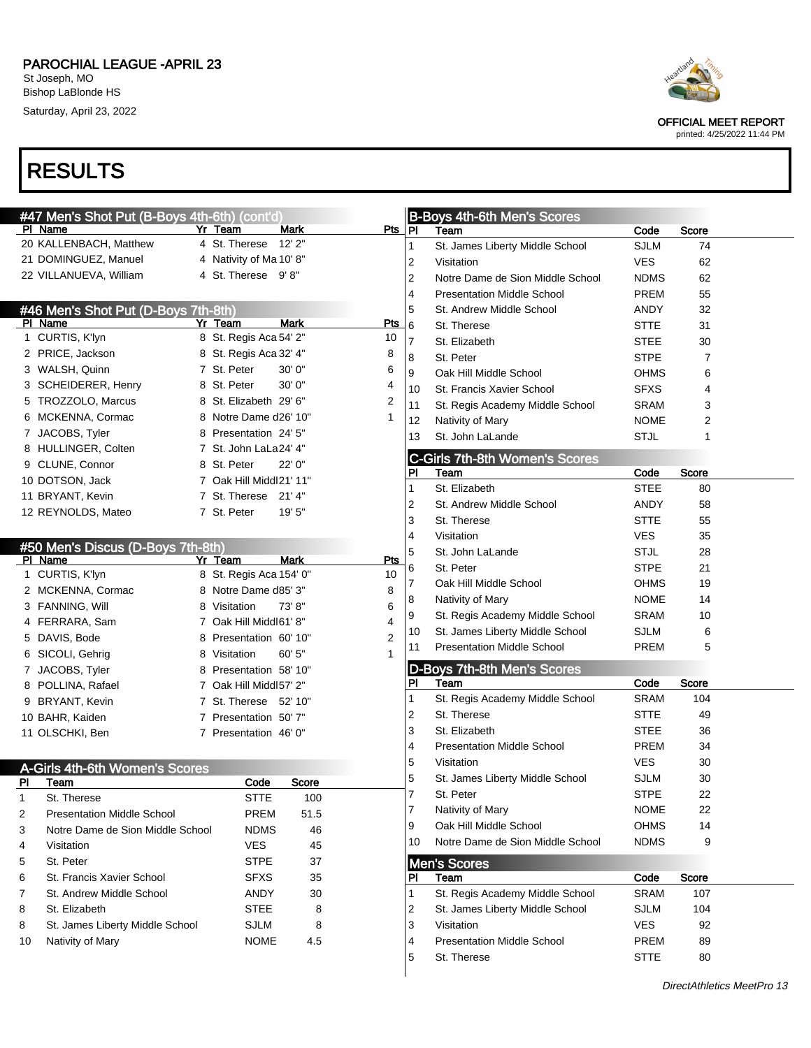# PAROCHIAL LEAGUE -APRIL 23

St Joseph, MO
Bishop LaBlonde HS
Saturday, April 23, 2022

OFFICIAL MEET REPORT
printed: 4/25/2022 11:44 PM

# RESULTS

## #47 Men's Shot Put (B-Boys 4th-6th) (cont'd)

| Pl | Name | Yr | Team | Mark | Pts |
|---|---|---|---|---|---|
| 20 | KALLENBACH, Matthew | 4 | St. Therese | 12' 2" | |
| 21 | DOMINGUEZ, Manuel | 4 | Nativity of Ma | 10' 8" | |
| 22 | VILLANUEVA, William | 4 | St. Therese | 9' 8" | |

## #46 Men's Shot Put (D-Boys 7th-8th)

| Pl | Name | Yr | Team | Mark | Pts |
|---|---|---|---|---|---|
| 1 | CURTIS, K'lyn | 8 | St. Regis Aca | 54' 2" | 10 |
| 2 | PRICE, Jackson | 8 | St. Regis Aca | 32' 4" | 8 |
| 3 | WALSH, Quinn | 7 | St. Peter | 30' 0" | 6 |
| 3 | SCHEIDERER, Henry | 8 | St. Peter | 30' 0" | 4 |
| 5 | TROZZOLO, Marcus | 8 | St. Elizabeth | 29' 6" | 2 |
| 6 | MCKENNA, Cormac | 8 | Notre Dame d | 26' 10" | 1 |
| 7 | JACOBS, Tyler | 8 | Presentation | 24' 5" | |
| 8 | HULLINGER, Colten | 7 | St. John LaLa | 24' 4" | |
| 9 | CLUNE, Connor | 8 | St. Peter | 22' 0" | |
| 10 | DOTSON, Jack | 7 | Oak Hill Middl | 21' 11" | |
| 11 | BRYANT, Kevin | 7 | St. Therese | 21' 4" | |
| 12 | REYNOLDS, Mateo | 7 | St. Peter | 19' 5" | |

## #50 Men's Discus (D-Boys 7th-8th)

| Pl | Name | Yr | Team | Mark | Pts |
|---|---|---|---|---|---|
| 1 | CURTIS, K'lyn | 8 | St. Regis Aca | 154' 0" | 10 |
| 2 | MCKENNA, Cormac | 8 | Notre Dame d | 85' 3" | 8 |
| 3 | FANNING, Will | 8 | Visitation | 73' 8" | 6 |
| 4 | FERRARA, Sam | 7 | Oak Hill Middl | 61' 8" | 4 |
| 5 | DAVIS, Bode | 8 | Presentation | 60' 10" | 2 |
| 6 | SICOLI, Gehrig | 8 | Visitation | 60' 5" | 1 |
| 7 | JACOBS, Tyler | 8 | Presentation | 58' 10" | |
| 8 | POLLINA, Rafael | 7 | Oak Hill Middl | 57' 2" | |
| 9 | BRYANT, Kevin | 7 | St. Therese | 52' 10" | |
| 10 | BAHR, Kaiden | 7 | Presentation | 50' 7" | |
| 11 | OLSCHKI, Ben | 7 | Presentation | 46' 0" | |

## A-Girls 4th-6th Women's Scores

| Pl | Team | Code | Score |
|---|---|---|---|
| 1 | St. Therese | STTE | 100 |
| 2 | Presentation Middle School | PREM | 51.5 |
| 3 | Notre Dame de Sion Middle School | NDMS | 46 |
| 4 | Visitation | VES | 45 |
| 5 | St. Peter | STPE | 37 |
| 6 | St. Francis Xavier School | SFXS | 35 |
| 7 | St. Andrew Middle School | ANDY | 30 |
| 8 | St. Elizabeth | STEE | 8 |
| 8 | St. James Liberty Middle School | SJLM | 8 |
| 10 | Nativity of Mary | NOME | 4.5 |

## B-Boys 4th-6th Men's Scores

| Pl | Team | Code | Score |
|---|---|---|---|
| 1 | St. James Liberty Middle School | SJLM | 74 |
| 2 | Visitation | VES | 62 |
| 2 | Notre Dame de Sion Middle School | NDMS | 62 |
| 4 | Presentation Middle School | PREM | 55 |
| 5 | St. Andrew Middle School | ANDY | 32 |
| 6 | St. Therese | STTE | 31 |
| 7 | St. Elizabeth | STEE | 30 |
| 8 | St. Peter | STPE | 7 |
| 9 | Oak Hill Middle School | OHMS | 6 |
| 10 | St. Francis Xavier School | SFXS | 4 |
| 11 | St. Regis Academy Middle School | SRAM | 3 |
| 12 | Nativity of Mary | NOME | 2 |
| 13 | St. John LaLande | STJL | 1 |

## C-Girls 7th-8th Women's Scores

| Pl | Team | Code | Score |
|---|---|---|---|
| 1 | St. Elizabeth | STEE | 80 |
| 2 | St. Andrew Middle School | ANDY | 58 |
| 3 | St. Therese | STTE | 55 |
| 4 | Visitation | VES | 35 |
| 5 | St. John LaLande | STJL | 28 |
| 6 | St. Peter | STPE | 21 |
| 7 | Oak Hill Middle School | OHMS | 19 |
| 8 | Nativity of Mary | NOME | 14 |
| 9 | St. Regis Academy Middle School | SRAM | 10 |
| 10 | St. James Liberty Middle School | SJLM | 6 |
| 11 | Presentation Middle School | PREM | 5 |

## D-Boys 7th-8th Men's Scores

| Pl | Team | Code | Score |
|---|---|---|---|
| 1 | St. Regis Academy Middle School | SRAM | 104 |
| 2 | St. Therese | STTE | 49 |
| 3 | St. Elizabeth | STEE | 36 |
| 4 | Presentation Middle School | PREM | 34 |
| 5 | Visitation | VES | 30 |
| 5 | St. James Liberty Middle School | SJLM | 30 |
| 7 | St. Peter | STPE | 22 |
| 7 | Nativity of Mary | NOME | 22 |
| 9 | Oak Hill Middle School | OHMS | 14 |
| 10 | Notre Dame de Sion Middle School | NDMS | 9 |

## Men's Scores

| Pl | Team | Code | Score |
|---|---|---|---|
| 1 | St. Regis Academy Middle School | SRAM | 107 |
| 2 | St. James Liberty Middle School | SJLM | 104 |
| 3 | Visitation | VES | 92 |
| 4 | Presentation Middle School | PREM | 89 |
| 5 | St. Therese | STTE | 80 |

*DirectAthletics MeetPro 13*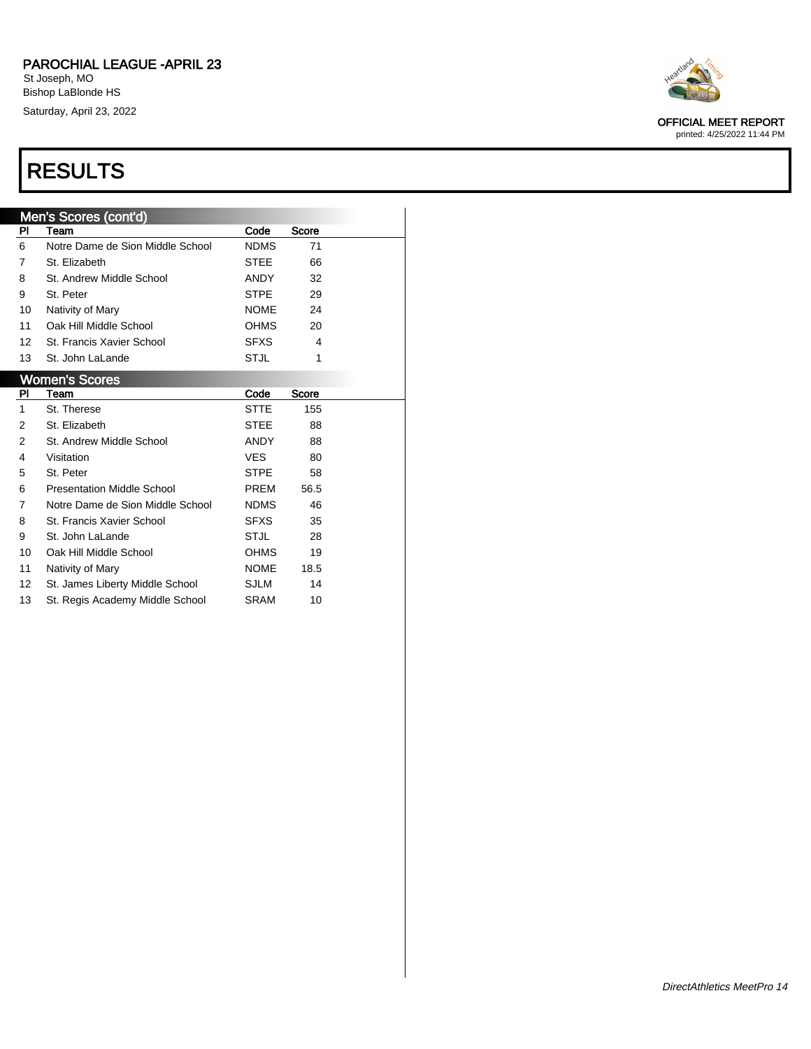PAROCHIAL LEAGUE -APRIL 23
St Joseph, MO
Bishop LaBlonde HS
Saturday, April 23, 2022

OFFICIAL MEET REPORT
printed: 4/25/2022 11:44 PM

# RESULTS

## Men's Scores (cont'd)

| Pl | Team | Code | Score |
|---|---|---|---|
| 6 | Notre Dame de Sion Middle School | NDMS | 71 |
| 7 | St. Elizabeth | STEE | 66 |
| 8 | St. Andrew Middle School | ANDY | 32 |
| 9 | St. Peter | STPE | 29 |
| 10 | Nativity of Mary | NOME | 24 |
| 11 | Oak Hill Middle School | OHMS | 20 |
| 12 | St. Francis Xavier School | SFXS | 4 |
| 13 | St. John LaLande | STJL | 1 |

## Women's Scores

| Pl | Team | Code | Score |
|---|---|---|---|
| 1 | St. Therese | STTE | 155 |
| 2 | St. Elizabeth | STEE | 88 |
| 2 | St. Andrew Middle School | ANDY | 88 |
| 4 | Visitation | VES | 80 |
| 5 | St. Peter | STPE | 58 |
| 6 | Presentation Middle School | PREM | 56.5 |
| 7 | Notre Dame de Sion Middle School | NDMS | 46 |
| 8 | St. Francis Xavier School | SFXS | 35 |
| 9 | St. John LaLande | STJL | 28 |
| 10 | Oak Hill Middle School | OHMS | 19 |
| 11 | Nativity of Mary | NOME | 18.5 |
| 12 | St. James Liberty Middle School | SJLM | 14 |
| 13 | St. Regis Academy Middle School | SRAM | 10 |

*DirectAthletics MeetPro 14*